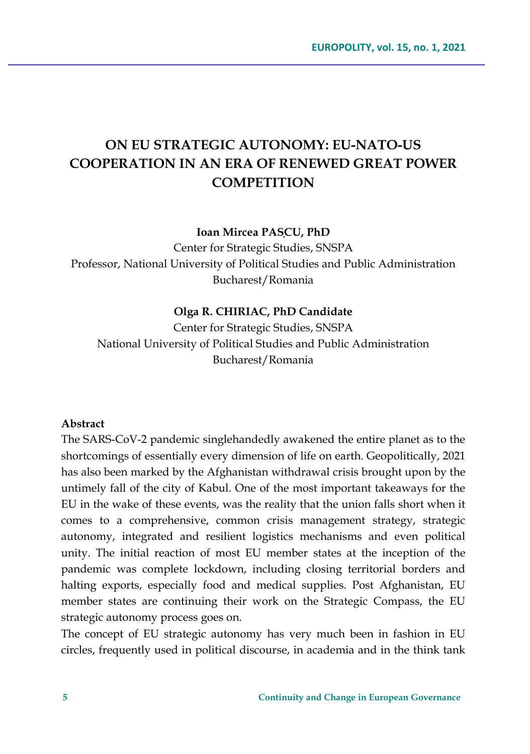# ON EU STRATEGIC AUTONOMY: EU-NATO-US COOPERATION IN AN ERA OF RENEWED GREAT POWER COMPETITION

**Ioan Mircea PAȘCU, PhD**
Center for Strategic Studies, SNSPA
Professor, National University of Political Studies and Public Administration
Bucharest/Romania

**Olga R. CHIRIAC, PhD Candidate**
Center for Strategic Studies, SNSPA
National University of Political Studies and Public Administration
Bucharest/Romania

**Abstract**

The SARS-CoV-2 pandemic singlehandedly awakened the entire planet as to the shortcomings of essentially every dimension of life on earth. Geopolitically, 2021 has also been marked by the Afghanistan withdrawal crisis brought upon by the untimely fall of the city of Kabul. One of the most important takeaways for the EU in the wake of these events, was the reality that the union falls short when it comes to a comprehensive, common crisis management strategy, strategic autonomy, integrated and resilient logistics mechanisms and even political unity. The initial reaction of most EU member states at the inception of the pandemic was complete lockdown, including closing territorial borders and halting exports, especially food and medical supplies. Post Afghanistan, EU member states are continuing their work on the Strategic Compass, the EU strategic autonomy process goes on.

The concept of EU strategic autonomy has very much been in fashion in EU circles, frequently used in political discourse, in academia and in the think tank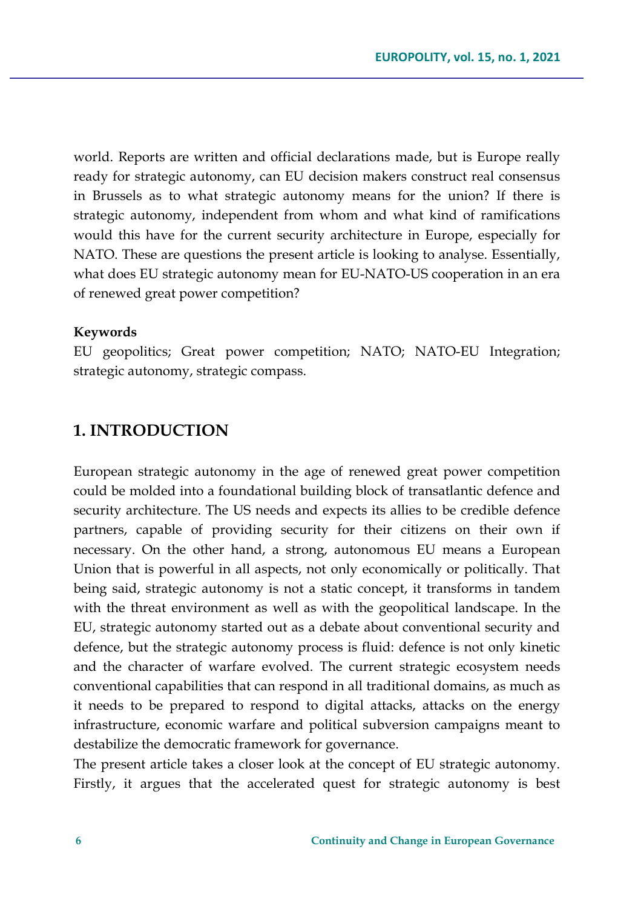world. Reports are written and official declarations made, but is Europe really ready for strategic autonomy, can EU decision makers construct real consensus in Brussels as to what strategic autonomy means for the union? If there is strategic autonomy, independent from whom and what kind of ramifications would this have for the current security architecture in Europe, especially for NATO. These are questions the present article is looking to analyse. Essentially, what does EU strategic autonomy mean for EU-NATO-US cooperation in an era of renewed great power competition?

**Keywords**
EU geopolitics; Great power competition; NATO; NATO-EU Integration; strategic autonomy, strategic compass.

## 1. INTRODUCTION

European strategic autonomy in the age of renewed great power competition could be molded into a foundational building block of transatlantic defence and security architecture. The US needs and expects its allies to be credible defence partners, capable of providing security for their citizens on their own if necessary. On the other hand, a strong, autonomous EU means a European Union that is powerful in all aspects, not only economically or politically. That being said, strategic autonomy is not a static concept, it transforms in tandem with the threat environment as well as with the geopolitical landscape. In the EU, strategic autonomy started out as a debate about conventional security and defence, but the strategic autonomy process is fluid: defence is not only kinetic and the character of warfare evolved. The current strategic ecosystem needs conventional capabilities that can respond in all traditional domains, as much as it needs to be prepared to respond to digital attacks, attacks on the energy infrastructure, economic warfare and political subversion campaigns meant to destabilize the democratic framework for governance.
The present article takes a closer look at the concept of EU strategic autonomy. Firstly, it argues that the accelerated quest for strategic autonomy is best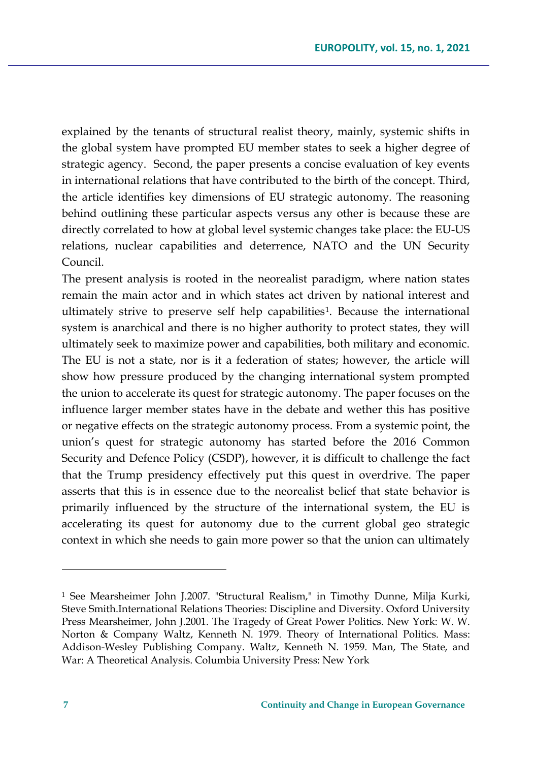explained by the tenants of structural realist theory, mainly, systemic shifts in the global system have prompted EU member states to seek a higher degree of strategic agency.  Second, the paper presents a concise evaluation of key events in international relations that have contributed to the birth of the concept. Third, the article identifies key dimensions of EU strategic autonomy. The reasoning behind outlining these particular aspects versus any other is because these are directly correlated to how at global level systemic changes take place: the EU-US relations, nuclear capabilities and deterrence, NATO and the UN Security Council.

The present analysis is rooted in the neorealist paradigm, where nation states remain the main actor and in which states act driven by national interest and ultimately strive to preserve self help capabilities[1]. Because the international system is anarchical and there is no higher authority to protect states, they will ultimately seek to maximize power and capabilities, both military and economic. The EU is not a state, nor is it a federation of states; however, the article will show how pressure produced by the changing international system prompted the union to accelerate its quest for strategic autonomy. The paper focuses on the influence larger member states have in the debate and wether this has positive or negative effects on the strategic autonomy process. From a systemic point, the union's quest for strategic autonomy has started before the 2016 Common Security and Defence Policy (CSDP), however, it is difficult to challenge the fact that the Trump presidency effectively put this quest in overdrive. The paper asserts that this is in essence due to the neorealist belief that state behavior is primarily influenced by the structure of the international system, the EU is accelerating its quest for autonomy due to the current global geo strategic context in which she needs to gain more power so that the union can ultimately

---

[1] See Mearsheimer John J.2007. "Structural Realism," in Timothy Dunne, Milja Kurki, Steve Smith.International Relations Theories: Discipline and Diversity. Oxford University Press Mearsheimer, John J.2001. The Tragedy of Great Power Politics. New York: W. W. Norton & Company Waltz, Kenneth N. 1979. Theory of International Politics. Mass: Addison-Wesley Publishing Company. Waltz, Kenneth N. 1959. Man, The State, and War: A Theoretical Analysis. Columbia University Press: New York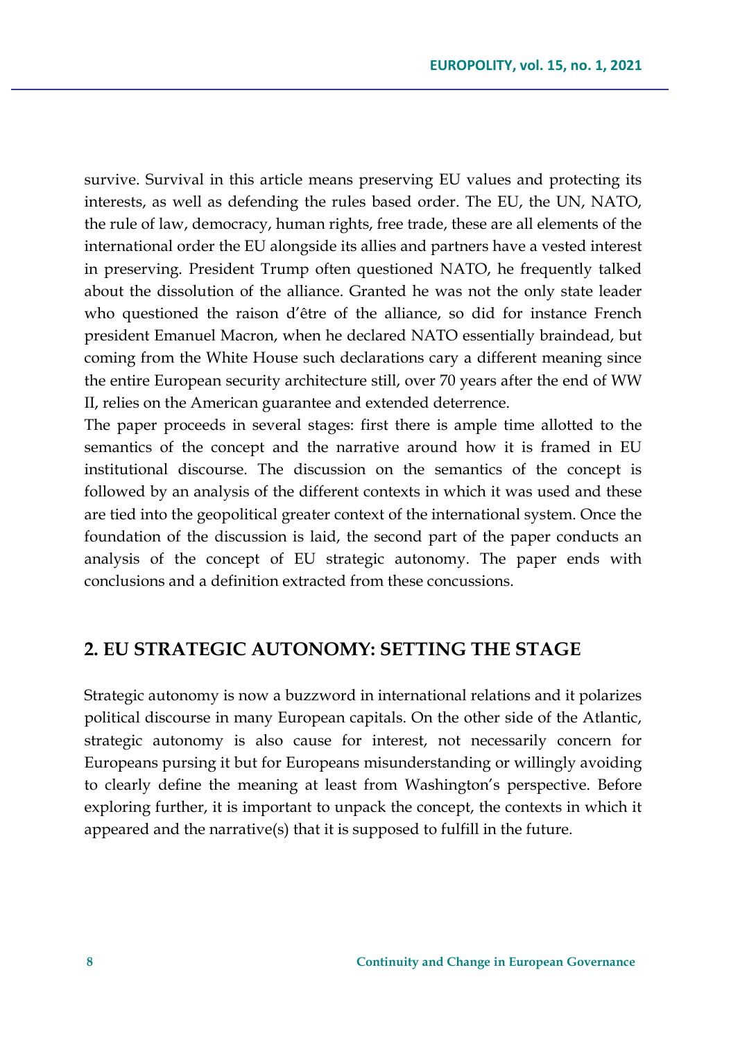survive. Survival in this article means preserving EU values and protecting its interests, as well as defending the rules based order. The EU, the UN, NATO, the rule of law, democracy, human rights, free trade, these are all elements of the international order the EU alongside its allies and partners have a vested interest in preserving. President Trump often questioned NATO, he frequently talked about the dissolution of the alliance. Granted he was not the only state leader who questioned the raison d'être of the alliance, so did for instance French president Emanuel Macron, when he declared NATO essentially braindead, but coming from the White House such declarations cary a different meaning since the entire European security architecture still, over 70 years after the end of WW II, relies on the American guarantee and extended deterrence.

The paper proceeds in several stages: first there is ample time allotted to the semantics of the concept and the narrative around how it is framed in EU institutional discourse. The discussion on the semantics of the concept is followed by an analysis of the different contexts in which it was used and these are tied into the geopolitical greater context of the international system. Once the foundation of the discussion is laid, the second part of the paper conducts an analysis of the concept of EU strategic autonomy. The paper ends with conclusions and a definition extracted from these concussions.

## 2. EU STRATEGIC AUTONOMY: SETTING THE STAGE

Strategic autonomy is now a buzzword in international relations and it polarizes political discourse in many European capitals. On the other side of the Atlantic, strategic autonomy is also cause for interest, not necessarily concern for Europeans pursing it but for Europeans misunderstanding or willingly avoiding to clearly define the meaning at least from Washington's perspective. Before exploring further, it is important to unpack the concept, the contexts in which it appeared and the narrative(s) that it is supposed to fulfill in the future.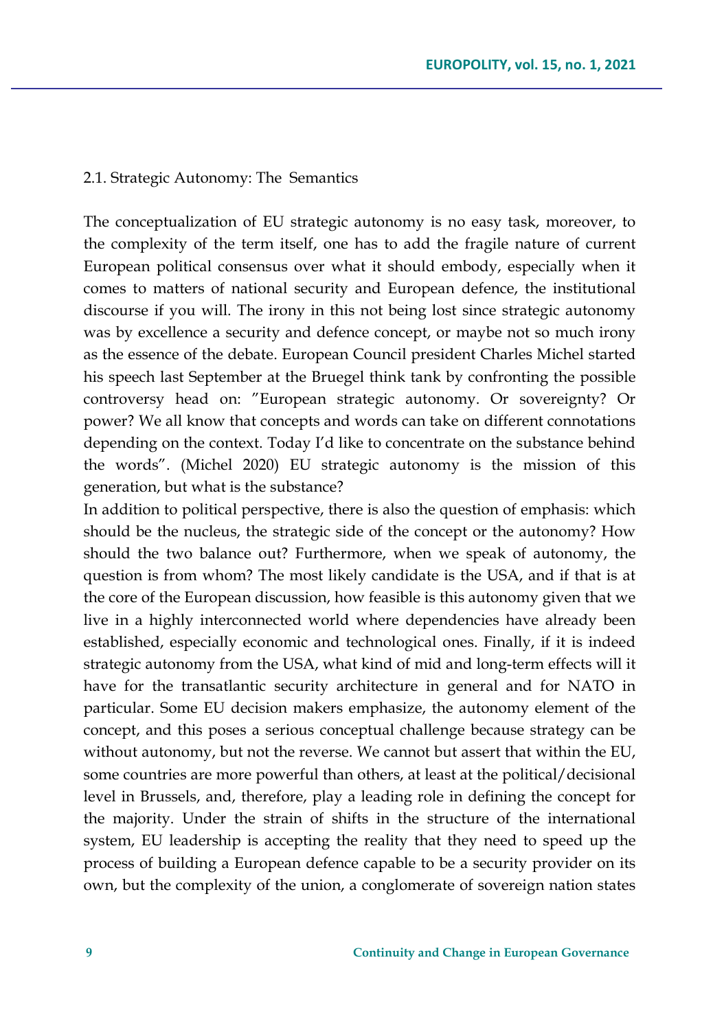### 2.1. Strategic Autonomy: The Semantics

The conceptualization of EU strategic autonomy is no easy task, moreover, to the complexity of the term itself, one has to add the fragile nature of current European political consensus over what it should embody, especially when it comes to matters of national security and European defence, the institutional discourse if you will. The irony in this not being lost since strategic autonomy was by excellence a security and defence concept, or maybe not so much irony as the essence of the debate. European Council president Charles Michel started his speech last September at the Bruegel think tank by confronting the possible controversy head on: "European strategic autonomy. Or sovereignty? Or power? We all know that concepts and words can take on different connotations depending on the context. Today I'd like to concentrate on the substance behind the words". (Michel 2020) EU strategic autonomy is the mission of this generation, but what is the substance?

In addition to political perspective, there is also the question of emphasis: which should be the nucleus, the strategic side of the concept or the autonomy? How should the two balance out? Furthermore, when we speak of autonomy, the question is from whom? The most likely candidate is the USA, and if that is at the core of the European discussion, how feasible is this autonomy given that we live in a highly interconnected world where dependencies have already been established, especially economic and technological ones. Finally, if it is indeed strategic autonomy from the USA, what kind of mid and long-term effects will it have for the transatlantic security architecture in general and for NATO in particular. Some EU decision makers emphasize, the autonomy element of the concept, and this poses a serious conceptual challenge because strategy can be without autonomy, but not the reverse. We cannot but assert that within the EU, some countries are more powerful than others, at least at the political/decisional level in Brussels, and, therefore, play a leading role in defining the concept for the majority. Under the strain of shifts in the structure of the international system, EU leadership is accepting the reality that they need to speed up the process of building a European defence capable to be a security provider on its own, but the complexity of the union, a conglomerate of sovereign nation states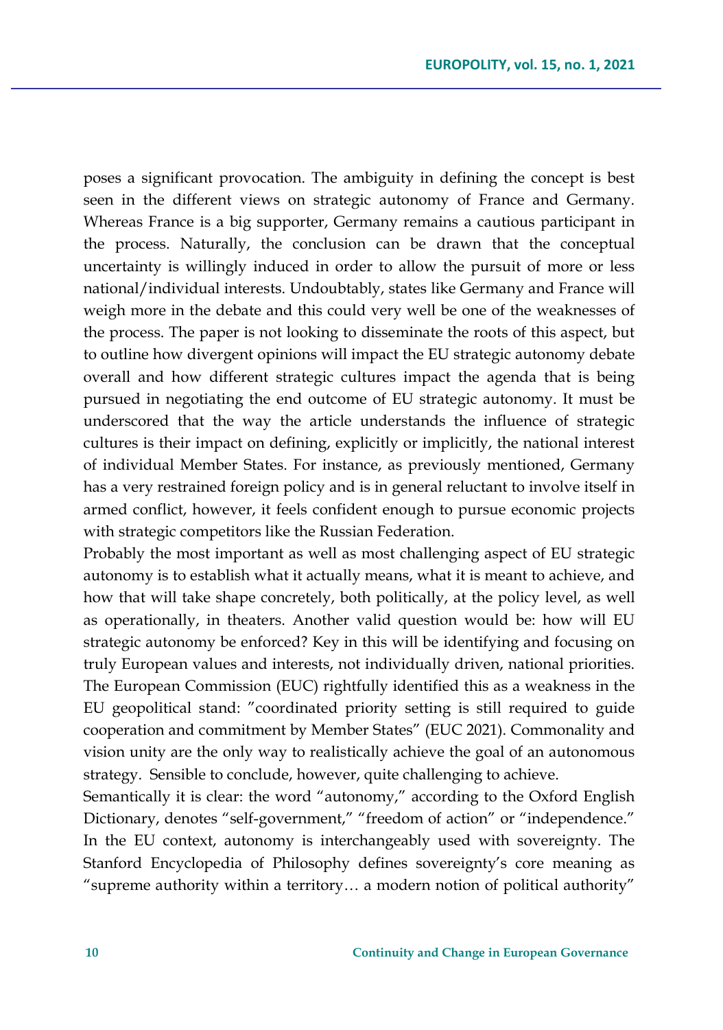poses a significant provocation. The ambiguity in defining the concept is best seen in the different views on strategic autonomy of France and Germany. Whereas France is a big supporter, Germany remains a cautious participant in the process. Naturally, the conclusion can be drawn that the conceptual uncertainty is willingly induced in order to allow the pursuit of more or less national/individual interests. Undoubtably, states like Germany and France will weigh more in the debate and this could very well be one of the weaknesses of the process. The paper is not looking to disseminate the roots of this aspect, but to outline how divergent opinions will impact the EU strategic autonomy debate overall and how different strategic cultures impact the agenda that is being pursued in negotiating the end outcome of EU strategic autonomy. It must be underscored that the way the article understands the influence of strategic cultures is their impact on defining, explicitly or implicitly, the national interest of individual Member States. For instance, as previously mentioned, Germany has a very restrained foreign policy and is in general reluctant to involve itself in armed conflict, however, it feels confident enough to pursue economic projects with strategic competitors like the Russian Federation.

Probably the most important as well as most challenging aspect of EU strategic autonomy is to establish what it actually means, what it is meant to achieve, and how that will take shape concretely, both politically, at the policy level, as well as operationally, in theaters. Another valid question would be: how will EU strategic autonomy be enforced? Key in this will be identifying and focusing on truly European values and interests, not individually driven, national priorities. The European Commission (EUC) rightfully identified this as a weakness in the EU geopolitical stand: "coordinated priority setting is still required to guide cooperation and commitment by Member States" (EUC 2021). Commonality and vision unity are the only way to realistically achieve the goal of an autonomous strategy. Sensible to conclude, however, quite challenging to achieve.

Semantically it is clear: the word "autonomy," according to the Oxford English Dictionary, denotes "self-government," "freedom of action" or "independence." In the EU context, autonomy is interchangeably used with sovereignty. The Stanford Encyclopedia of Philosophy defines sovereignty's core meaning as "supreme authority within a territory… a modern notion of political authority"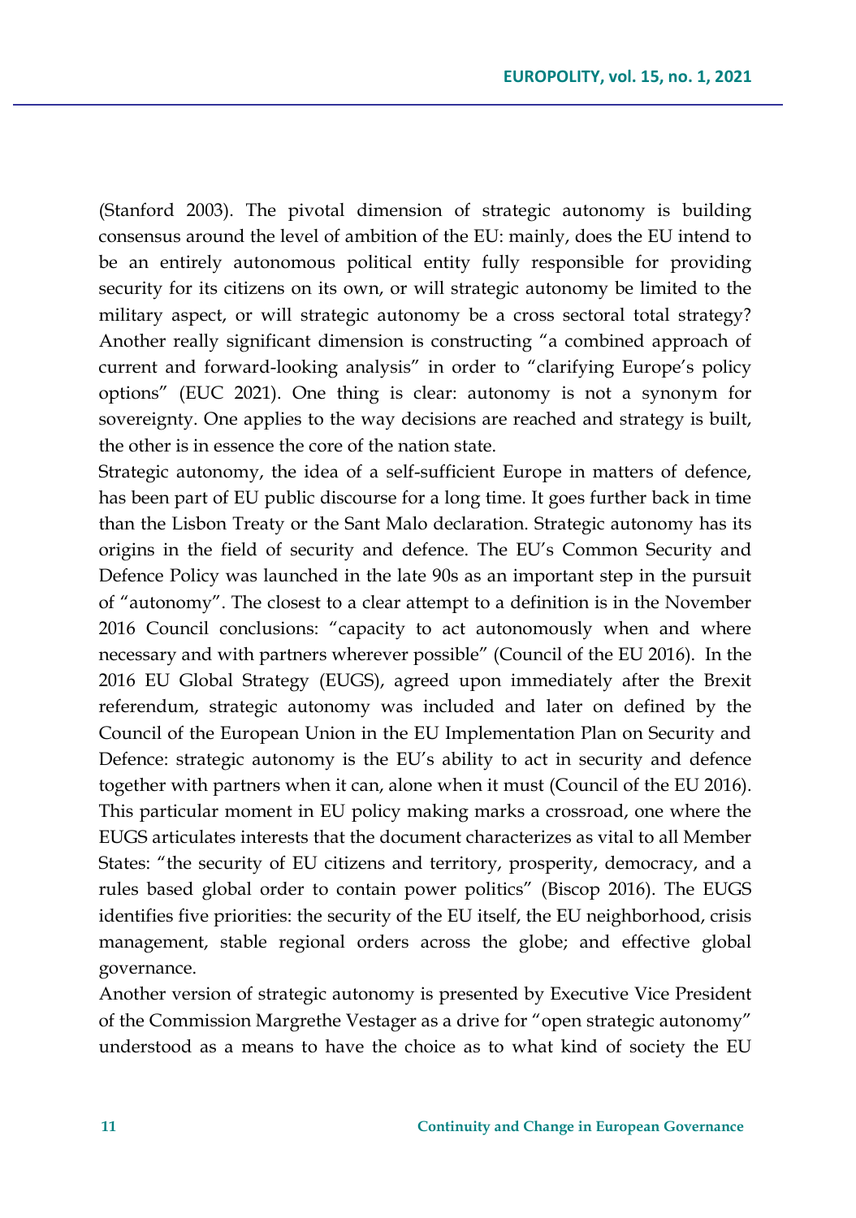(Stanford 2003). The pivotal dimension of strategic autonomy is building consensus around the level of ambition of the EU: mainly, does the EU intend to be an entirely autonomous political entity fully responsible for providing security for its citizens on its own, or will strategic autonomy be limited to the military aspect, or will strategic autonomy be a cross sectoral total strategy? Another really significant dimension is constructing "a combined approach of current and forward-looking analysis" in order to "clarifying Europe's policy options" (EUC 2021). One thing is clear: autonomy is not a synonym for sovereignty. One applies to the way decisions are reached and strategy is built, the other is in essence the core of the nation state.

Strategic autonomy, the idea of a self-sufficient Europe in matters of defence, has been part of EU public discourse for a long time. It goes further back in time than the Lisbon Treaty or the Sant Malo declaration. Strategic autonomy has its origins in the field of security and defence. The EU's Common Security and Defence Policy was launched in the late 90s as an important step in the pursuit of "autonomy". The closest to a clear attempt to a definition is in the November 2016 Council conclusions: "capacity to act autonomously when and where necessary and with partners wherever possible" (Council of the EU 2016). In the 2016 EU Global Strategy (EUGS), agreed upon immediately after the Brexit referendum, strategic autonomy was included and later on defined by the Council of the European Union in the EU Implementation Plan on Security and Defence: strategic autonomy is the EU's ability to act in security and defence together with partners when it can, alone when it must (Council of the EU 2016). This particular moment in EU policy making marks a crossroad, one where the EUGS articulates interests that the document characterizes as vital to all Member States: "the security of EU citizens and territory, prosperity, democracy, and a rules based global order to contain power politics" (Biscop 2016). The EUGS identifies five priorities: the security of the EU itself, the EU neighborhood, crisis management, stable regional orders across the globe; and effective global governance.

Another version of strategic autonomy is presented by Executive Vice President of the Commission Margrethe Vestager as a drive for "open strategic autonomy" understood as a means to have the choice as to what kind of society the EU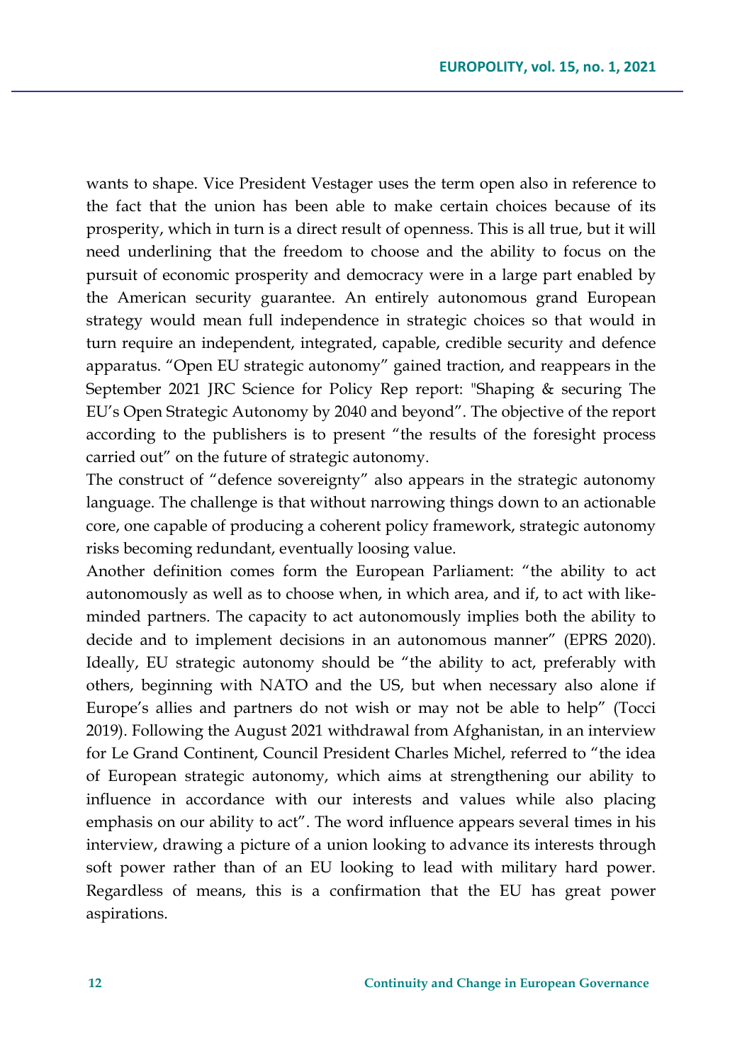wants to shape. Vice President Vestager uses the term open also in reference to the fact that the union has been able to make certain choices because of its prosperity, which in turn is a direct result of openness. This is all true, but it will need underlining that the freedom to choose and the ability to focus on the pursuit of economic prosperity and democracy were in a large part enabled by the American security guarantee. An entirely autonomous grand European strategy would mean full independence in strategic choices so that would in turn require an independent, integrated, capable, credible security and defence apparatus. "Open EU strategic autonomy" gained traction, and reappears in the September 2021 JRC Science for Policy Rep report: "Shaping & securing The EU's Open Strategic Autonomy by 2040 and beyond". The objective of the report according to the publishers is to present "the results of the foresight process carried out" on the future of strategic autonomy.

The construct of "defence sovereignty" also appears in the strategic autonomy language. The challenge is that without narrowing things down to an actionable core, one capable of producing a coherent policy framework, strategic autonomy risks becoming redundant, eventually loosing value.

Another definition comes form the European Parliament: "the ability to act autonomously as well as to choose when, in which area, and if, to act with like-minded partners. The capacity to act autonomously implies both the ability to decide and to implement decisions in an autonomous manner" (EPRS 2020). Ideally, EU strategic autonomy should be "the ability to act, preferably with others, beginning with NATO and the US, but when necessary also alone if Europe's allies and partners do not wish or may not be able to help" (Tocci 2019). Following the August 2021 withdrawal from Afghanistan, in an interview for Le Grand Continent, Council President Charles Michel, referred to "the idea of European strategic autonomy, which aims at strengthening our ability to influence in accordance with our interests and values while also placing emphasis on our ability to act". The word influence appears several times in his interview, drawing a picture of a union looking to advance its interests through soft power rather than of an EU looking to lead with military hard power. Regardless of means, this is a confirmation that the EU has great power aspirations.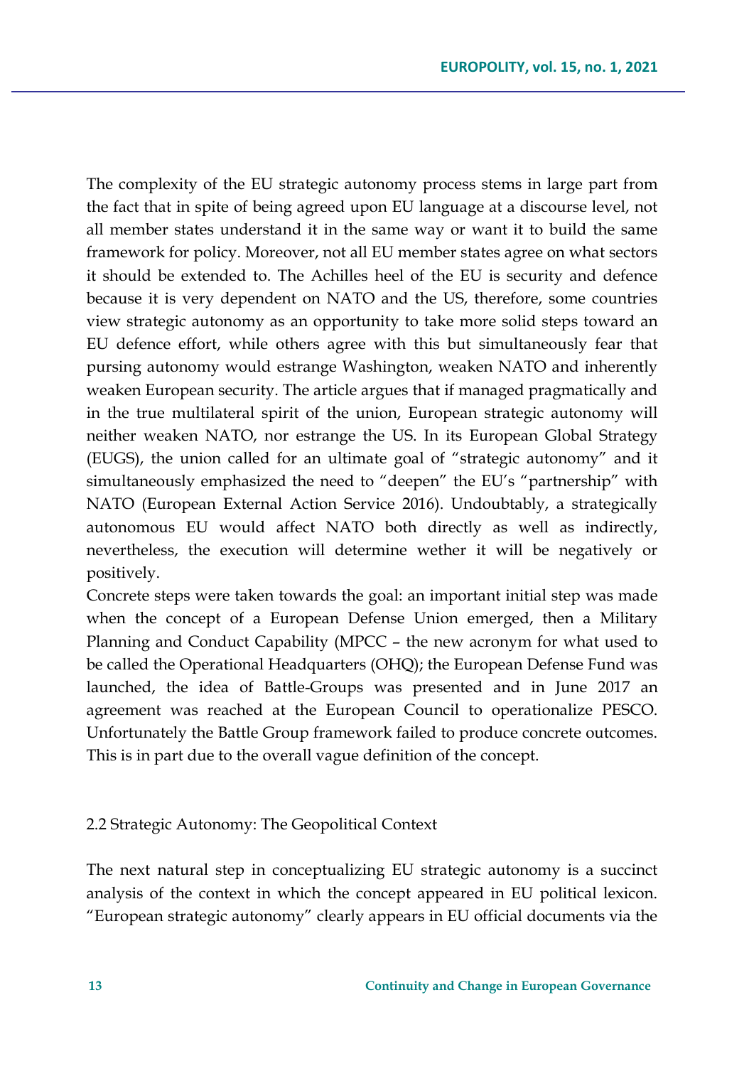The complexity of the EU strategic autonomy process stems in large part from the fact that in spite of being agreed upon EU language at a discourse level, not all member states understand it in the same way or want it to build the same framework for policy. Moreover, not all EU member states agree on what sectors it should be extended to. The Achilles heel of the EU is security and defence because it is very dependent on NATO and the US, therefore, some countries view strategic autonomy as an opportunity to take more solid steps toward an EU defence effort, while others agree with this but simultaneously fear that pursing autonomy would estrange Washington, weaken NATO and inherently weaken European security. The article argues that if managed pragmatically and in the true multilateral spirit of the union, European strategic autonomy will neither weaken NATO, nor estrange the US. In its European Global Strategy (EUGS), the union called for an ultimate goal of "strategic autonomy" and it simultaneously emphasized the need to "deepen" the EU's "partnership" with NATO (European External Action Service 2016). Undoubtably, a strategically autonomous EU would affect NATO both directly as well as indirectly, nevertheless, the execution will determine wether it will be negatively or positively.

Concrete steps were taken towards the goal: an important initial step was made when the concept of a European Defense Union emerged, then a Military Planning and Conduct Capability (MPCC – the new acronym for what used to be called the Operational Headquarters (OHQ); the European Defense Fund was launched, the idea of Battle-Groups was presented and in June 2017 an agreement was reached at the European Council to operationalize PESCO. Unfortunately the Battle Group framework failed to produce concrete outcomes. This is in part due to the overall vague definition of the concept.

## 2.2 Strategic Autonomy: The Geopolitical Context

The next natural step in conceptualizing EU strategic autonomy is a succinct analysis of the context in which the concept appeared in EU political lexicon. "European strategic autonomy" clearly appears in EU official documents via the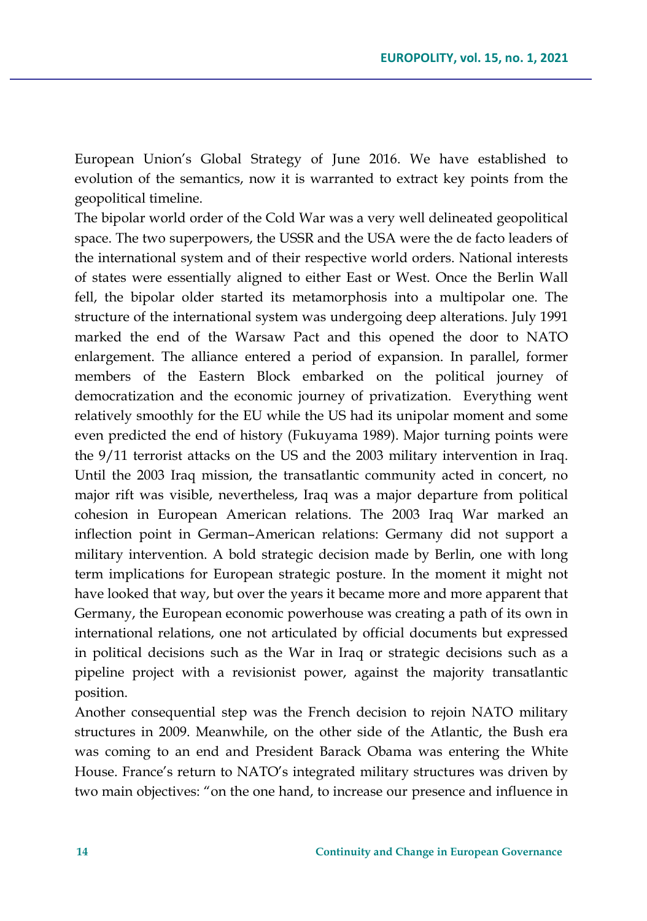European Union's Global Strategy of June 2016. We have established to evolution of the semantics, now it is warranted to extract key points from the geopolitical timeline.

The bipolar world order of the Cold War was a very well delineated geopolitical space. The two superpowers, the USSR and the USA were the de facto leaders of the international system and of their respective world orders. National interests of states were essentially aligned to either East or West. Once the Berlin Wall fell, the bipolar older started its metamorphosis into a multipolar one. The structure of the international system was undergoing deep alterations. July 1991 marked the end of the Warsaw Pact and this opened the door to NATO enlargement. The alliance entered a period of expansion. In parallel, former members of the Eastern Block embarked on the political journey of democratization and the economic journey of privatization. Everything went relatively smoothly for the EU while the US had its unipolar moment and some even predicted the end of history (Fukuyama 1989). Major turning points were the 9/11 terrorist attacks on the US and the 2003 military intervention in Iraq. Until the 2003 Iraq mission, the transatlantic community acted in concert, no major rift was visible, nevertheless, Iraq was a major departure from political cohesion in European American relations. The 2003 Iraq War marked an inflection point in German–American relations: Germany did not support a military intervention. A bold strategic decision made by Berlin, one with long term implications for European strategic posture. In the moment it might not have looked that way, but over the years it became more and more apparent that Germany, the European economic powerhouse was creating a path of its own in international relations, one not articulated by official documents but expressed in political decisions such as the War in Iraq or strategic decisions such as a pipeline project with a revisionist power, against the majority transatlantic position.

Another consequential step was the French decision to rejoin NATO military structures in 2009. Meanwhile, on the other side of the Atlantic, the Bush era was coming to an end and President Barack Obama was entering the White House. France's return to NATO's integrated military structures was driven by two main objectives: "on the one hand, to increase our presence and influence in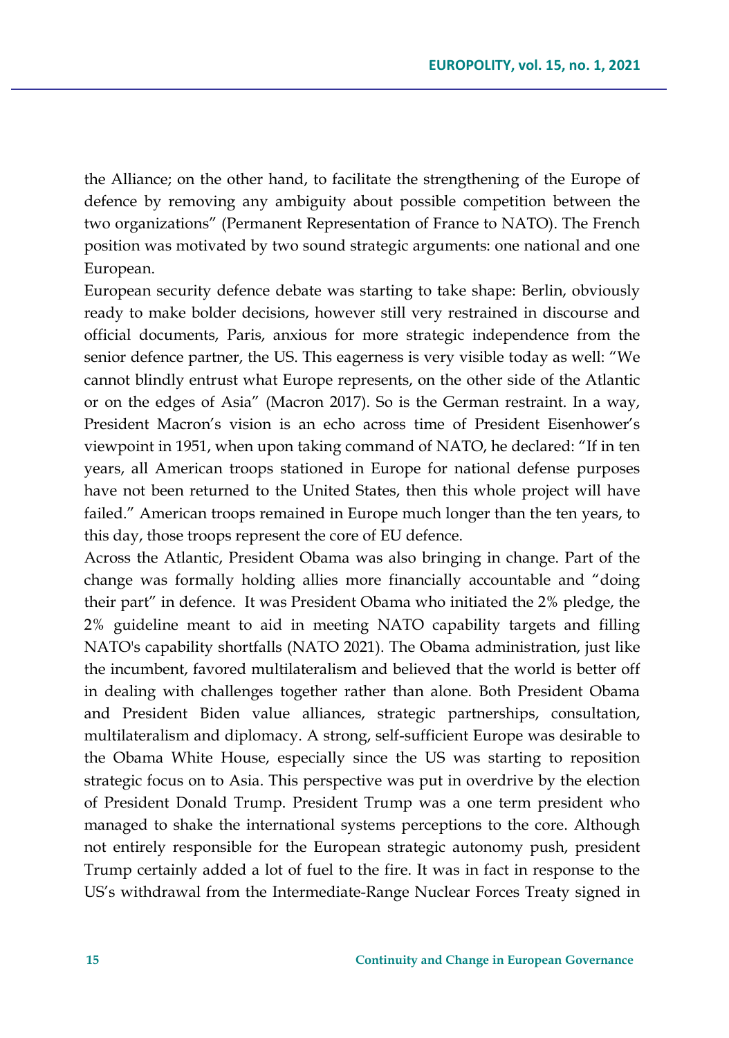the Alliance; on the other hand, to facilitate the strengthening of the Europe of defence by removing any ambiguity about possible competition between the two organizations" (Permanent Representation of France to NATO). The French position was motivated by two sound strategic arguments: one national and one European.

European security defence debate was starting to take shape: Berlin, obviously ready to make bolder decisions, however still very restrained in discourse and official documents, Paris, anxious for more strategic independence from the senior defence partner, the US. This eagerness is very visible today as well: "We cannot blindly entrust what Europe represents, on the other side of the Atlantic or on the edges of Asia" (Macron 2017). So is the German restraint. In a way, President Macron's vision is an echo across time of President Eisenhower's viewpoint in 1951, when upon taking command of NATO, he declared: "If in ten years, all American troops stationed in Europe for national defense purposes have not been returned to the United States, then this whole project will have failed." American troops remained in Europe much longer than the ten years, to this day, those troops represent the core of EU defence.

Across the Atlantic, President Obama was also bringing in change. Part of the change was formally holding allies more financially accountable and "doing their part" in defence. It was President Obama who initiated the 2% pledge, the 2% guideline meant to aid in meeting NATO capability targets and filling NATO's capability shortfalls (NATO 2021). The Obama administration, just like the incumbent, favored multilateralism and believed that the world is better off in dealing with challenges together rather than alone. Both President Obama and President Biden value alliances, strategic partnerships, consultation, multilateralism and diplomacy. A strong, self-sufficient Europe was desirable to the Obama White House, especially since the US was starting to reposition strategic focus on to Asia. This perspective was put in overdrive by the election of President Donald Trump. President Trump was a one term president who managed to shake the international systems perceptions to the core. Although not entirely responsible for the European strategic autonomy push, president Trump certainly added a lot of fuel to the fire. It was in fact in response to the US's withdrawal from the Intermediate-Range Nuclear Forces Treaty signed in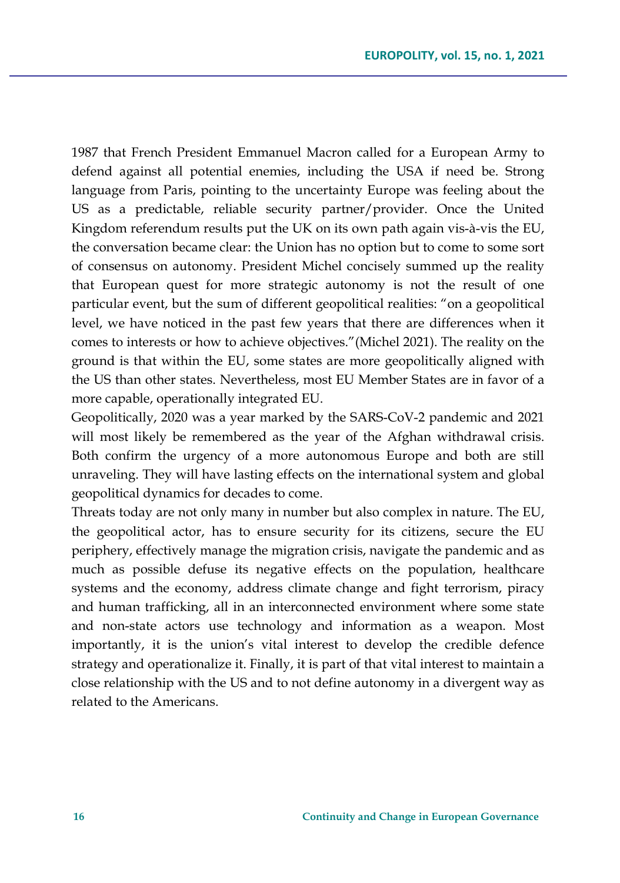1987 that French President Emmanuel Macron called for a European Army to defend against all potential enemies, including the USA if need be. Strong language from Paris, pointing to the uncertainty Europe was feeling about the US as a predictable, reliable security partner/provider. Once the United Kingdom referendum results put the UK on its own path again vis-à-vis the EU, the conversation became clear: the Union has no option but to come to some sort of consensus on autonomy. President Michel concisely summed up the reality that European quest for more strategic autonomy is not the result of one particular event, but the sum of different geopolitical realities: "on a geopolitical level, we have noticed in the past few years that there are differences when it comes to interests or how to achieve objectives."(Michel 2021). The reality on the ground is that within the EU, some states are more geopolitically aligned with the US than other states. Nevertheless, most EU Member States are in favor of a more capable, operationally integrated EU.

Geopolitically, 2020 was a year marked by the SARS-CoV-2 pandemic and 2021 will most likely be remembered as the year of the Afghan withdrawal crisis. Both confirm the urgency of a more autonomous Europe and both are still unraveling. They will have lasting effects on the international system and global geopolitical dynamics for decades to come.

Threats today are not only many in number but also complex in nature. The EU, the geopolitical actor, has to ensure security for its citizens, secure the EU periphery, effectively manage the migration crisis, navigate the pandemic and as much as possible defuse its negative effects on the population, healthcare systems and the economy, address climate change and fight terrorism, piracy and human trafficking, all in an interconnected environment where some state and non-state actors use technology and information as a weapon. Most importantly, it is the union's vital interest to develop the credible defence strategy and operationalize it. Finally, it is part of that vital interest to maintain a close relationship with the US and to not define autonomy in a divergent way as related to the Americans.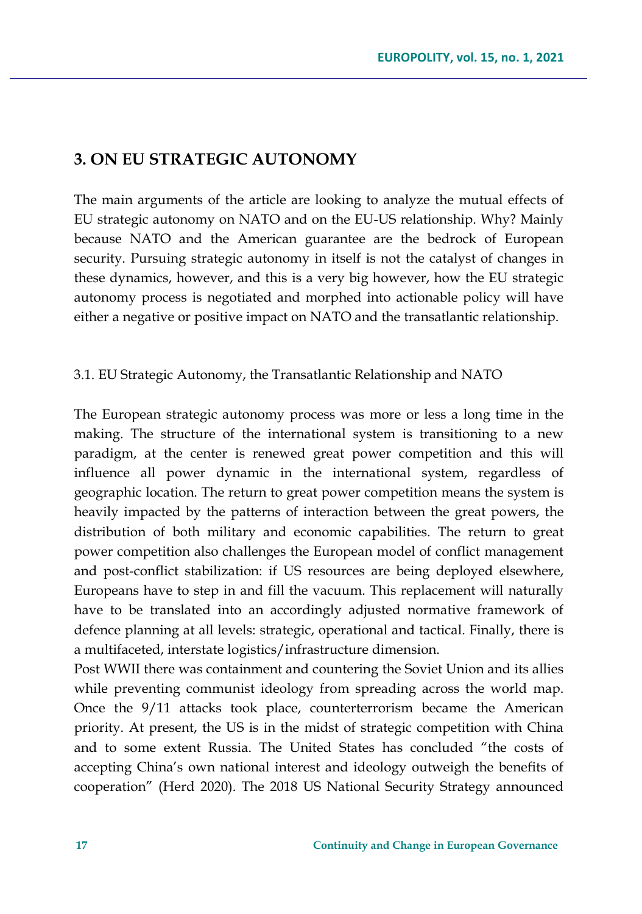## 3. ON EU STRATEGIC AUTONOMY

The main arguments of the article are looking to analyze the mutual effects of EU strategic autonomy on NATO and on the EU-US relationship. Why? Mainly because NATO and the American guarantee are the bedrock of European security. Pursuing strategic autonomy in itself is not the catalyst of changes in these dynamics, however, and this is a very big however, how the EU strategic autonomy process is negotiated and morphed into actionable policy will have either a negative or positive impact on NATO and the transatlantic relationship.

### 3.1. EU Strategic Autonomy, the Transatlantic Relationship and NATO

The European strategic autonomy process was more or less a long time in the making. The structure of the international system is transitioning to a new paradigm, at the center is renewed great power competition and this will influence all power dynamic in the international system, regardless of geographic location. The return to great power competition means the system is heavily impacted by the patterns of interaction between the great powers, the distribution of both military and economic capabilities. The return to great power competition also challenges the European model of conflict management and post-conflict stabilization: if US resources are being deployed elsewhere, Europeans have to step in and fill the vacuum. This replacement will naturally have to be translated into an accordingly adjusted normative framework of defence planning at all levels: strategic, operational and tactical. Finally, there is a multifaceted, interstate logistics/infrastructure dimension.

Post WWII there was containment and countering the Soviet Union and its allies while preventing communist ideology from spreading across the world map. Once the 9/11 attacks took place, counterterrorism became the American priority. At present, the US is in the midst of strategic competition with China and to some extent Russia. The United States has concluded "the costs of accepting China's own national interest and ideology outweigh the benefits of cooperation" (Herd 2020). The 2018 US National Security Strategy announced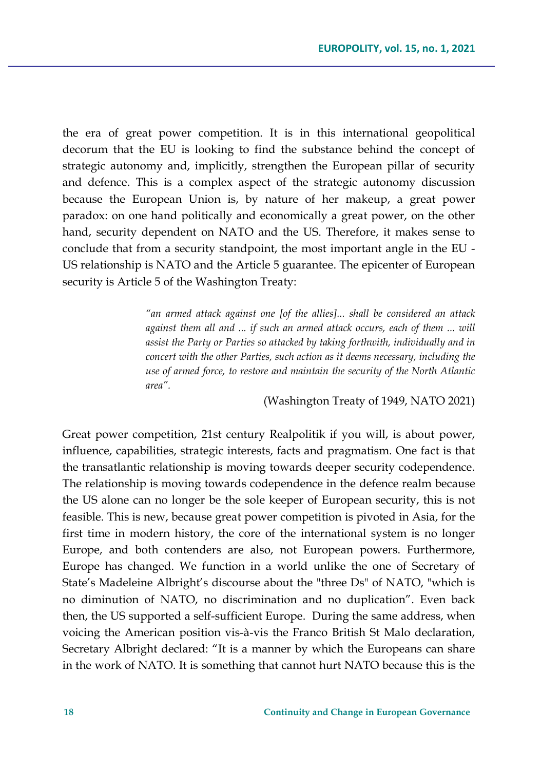the era of great power competition. It is in this international geopolitical decorum that the EU is looking to find the substance behind the concept of strategic autonomy and, implicitly, strengthen the European pillar of security and defence. This is a complex aspect of the strategic autonomy discussion because the European Union is, by nature of her makeup, a great power paradox: on one hand politically and economically a great power, on the other hand, security dependent on NATO and the US. Therefore, it makes sense to conclude that from a security standpoint, the most important angle in the EU - US relationship is NATO and the Article 5 guarantee. The epicenter of European security is Article 5 of the Washington Treaty:

> *"an armed attack against one [of the allies]... shall be considered an attack against them all and ... if such an armed attack occurs, each of them ... will assist the Party or Parties so attacked by taking forthwith, individually and in concert with the other Parties, such action as it deems necessary, including the use of armed force, to restore and maintain the security of the North Atlantic area".*
>
> (Washington Treaty of 1949, NATO 2021)

Great power competition, 21st century Realpolitik if you will, is about power, influence, capabilities, strategic interests, facts and pragmatism. One fact is that the transatlantic relationship is moving towards deeper security codependence. The relationship is moving towards codependence in the defence realm because the US alone can no longer be the sole keeper of European security, this is not feasible. This is new, because great power competition is pivoted in Asia, for the first time in modern history, the core of the international system is no longer Europe, and both contenders are also, not European powers. Furthermore, Europe has changed. We function in a world unlike the one of Secretary of State's Madeleine Albright's discourse about the "three Ds" of NATO, "which is no diminution of NATO, no discrimination and no duplication". Even back then, the US supported a self-sufficient Europe. During the same address, when voicing the American position vis-à-vis the Franco British St Malo declaration, Secretary Albright declared: "It is a manner by which the Europeans can share in the work of NATO. It is something that cannot hurt NATO because this is the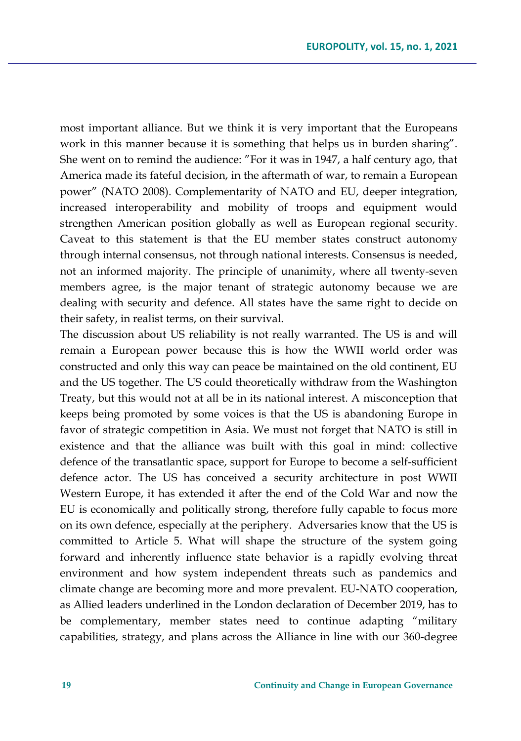most important alliance. But we think it is very important that the Europeans work in this manner because it is something that helps us in burden sharing". She went on to remind the audience: "For it was in 1947, a half century ago, that America made its fateful decision, in the aftermath of war, to remain a European power" (NATO 2008). Complementarity of NATO and EU, deeper integration, increased interoperability and mobility of troops and equipment would strengthen American position globally as well as European regional security. Caveat to this statement is that the EU member states construct autonomy through internal consensus, not through national interests. Consensus is needed, not an informed majority. The principle of unanimity, where all twenty-seven members agree, is the major tenant of strategic autonomy because we are dealing with security and defence. All states have the same right to decide on their safety, in realist terms, on their survival.

The discussion about US reliability is not really warranted. The US is and will remain a European power because this is how the WWII world order was constructed and only this way can peace be maintained on the old continent, EU and the US together. The US could theoretically withdraw from the Washington Treaty, but this would not at all be in its national interest. A misconception that keeps being promoted by some voices is that the US is abandoning Europe in favor of strategic competition in Asia. We must not forget that NATO is still in existence and that the alliance was built with this goal in mind: collective defence of the transatlantic space, support for Europe to become a self-sufficient defence actor. The US has conceived a security architecture in post WWII Western Europe, it has extended it after the end of the Cold War and now the EU is economically and politically strong, therefore fully capable to focus more on its own defence, especially at the periphery. Adversaries know that the US is committed to Article 5. What will shape the structure of the system going forward and inherently influence state behavior is a rapidly evolving threat environment and how system independent threats such as pandemics and climate change are becoming more and more prevalent. EU-NATO cooperation, as Allied leaders underlined in the London declaration of December 2019, has to be complementary, member states need to continue adapting "military capabilities, strategy, and plans across the Alliance in line with our 360-degree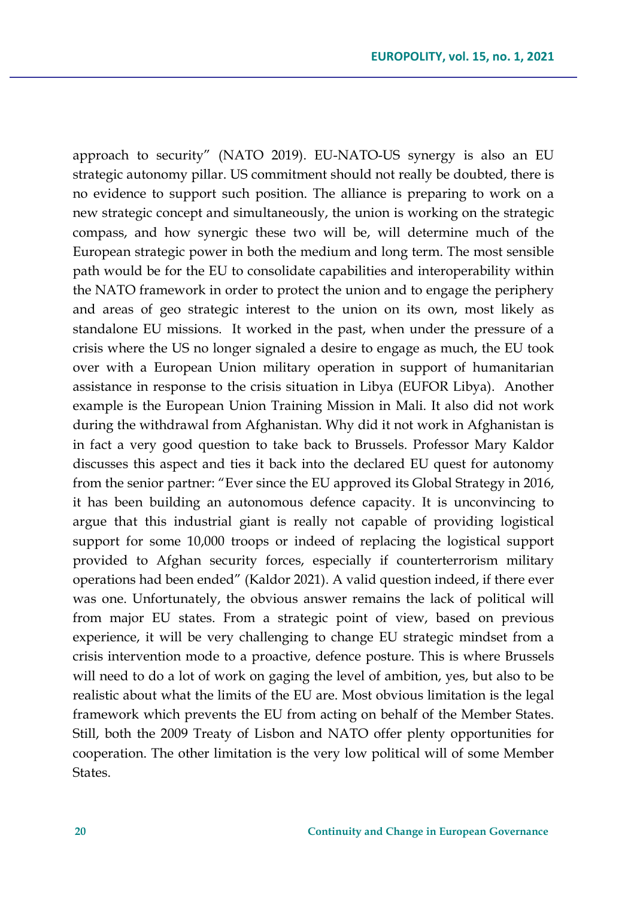approach to security" (NATO 2019). EU-NATO-US synergy is also an EU strategic autonomy pillar. US commitment should not really be doubted, there is no evidence to support such position. The alliance is preparing to work on a new strategic concept and simultaneously, the union is working on the strategic compass, and how synergic these two will be, will determine much of the European strategic power in both the medium and long term. The most sensible path would be for the EU to consolidate capabilities and interoperability within the NATO framework in order to protect the union and to engage the periphery and areas of geo strategic interest to the union on its own, most likely as standalone EU missions. It worked in the past, when under the pressure of a crisis where the US no longer signaled a desire to engage as much, the EU took over with a European Union military operation in support of humanitarian assistance in response to the crisis situation in Libya (EUFOR Libya). Another example is the European Union Training Mission in Mali. It also did not work during the withdrawal from Afghanistan. Why did it not work in Afghanistan is in fact a very good question to take back to Brussels. Professor Mary Kaldor discusses this aspect and ties it back into the declared EU quest for autonomy from the senior partner: "Ever since the EU approved its Global Strategy in 2016, it has been building an autonomous defence capacity. It is unconvincing to argue that this industrial giant is really not capable of providing logistical support for some 10,000 troops or indeed of replacing the logistical support provided to Afghan security forces, especially if counterterrorism military operations had been ended" (Kaldor 2021). A valid question indeed, if there ever was one. Unfortunately, the obvious answer remains the lack of political will from major EU states. From a strategic point of view, based on previous experience, it will be very challenging to change EU strategic mindset from a crisis intervention mode to a proactive, defence posture. This is where Brussels will need to do a lot of work on gaging the level of ambition, yes, but also to be realistic about what the limits of the EU are. Most obvious limitation is the legal framework which prevents the EU from acting on behalf of the Member States. Still, both the 2009 Treaty of Lisbon and NATO offer plenty opportunities for cooperation. The other limitation is the very low political will of some Member States.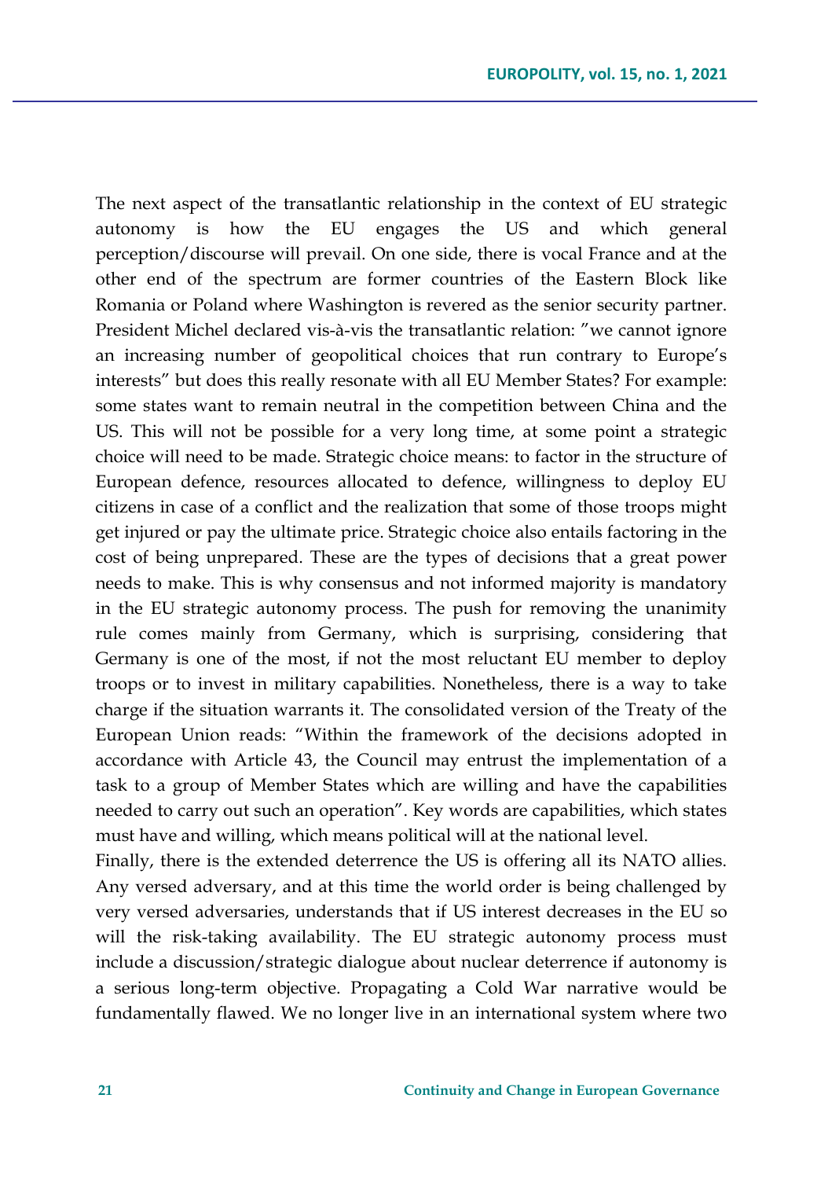The next aspect of the transatlantic relationship in the context of EU strategic autonomy is how the EU engages the US and which general perception/discourse will prevail. On one side, there is vocal France and at the other end of the spectrum are former countries of the Eastern Block like Romania or Poland where Washington is revered as the senior security partner. President Michel declared vis-à-vis the transatlantic relation: "we cannot ignore an increasing number of geopolitical choices that run contrary to Europe's interests" but does this really resonate with all EU Member States? For example: some states want to remain neutral in the competition between China and the US. This will not be possible for a very long time, at some point a strategic choice will need to be made. Strategic choice means: to factor in the structure of European defence, resources allocated to defence, willingness to deploy EU citizens in case of a conflict and the realization that some of those troops might get injured or pay the ultimate price. Strategic choice also entails factoring in the cost of being unprepared. These are the types of decisions that a great power needs to make. This is why consensus and not informed majority is mandatory in the EU strategic autonomy process. The push for removing the unanimity rule comes mainly from Germany, which is surprising, considering that Germany is one of the most, if not the most reluctant EU member to deploy troops or to invest in military capabilities. Nonetheless, there is a way to take charge if the situation warrants it. The consolidated version of the Treaty of the European Union reads: "Within the framework of the decisions adopted in accordance with Article 43, the Council may entrust the implementation of a task to a group of Member States which are willing and have the capabilities needed to carry out such an operation". Key words are capabilities, which states must have and willing, which means political will at the national level.

Finally, there is the extended deterrence the US is offering all its NATO allies. Any versed adversary, and at this time the world order is being challenged by very versed adversaries, understands that if US interest decreases in the EU so will the risk-taking availability. The EU strategic autonomy process must include a discussion/strategic dialogue about nuclear deterrence if autonomy is a serious long-term objective. Propagating a Cold War narrative would be fundamentally flawed. We no longer live in an international system where two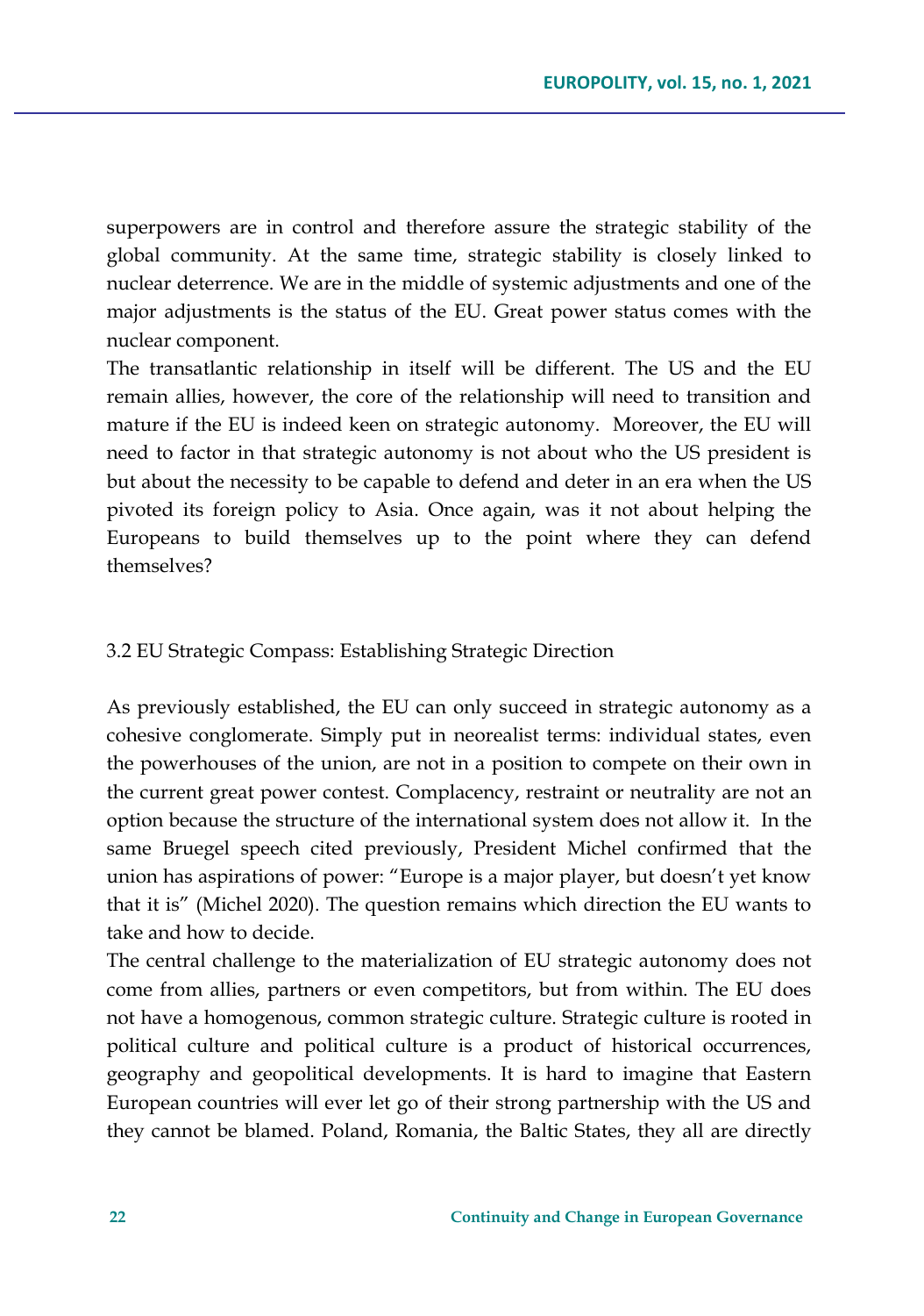superpowers are in control and therefore assure the strategic stability of the global community. At the same time, strategic stability is closely linked to nuclear deterrence. We are in the middle of systemic adjustments and one of the major adjustments is the status of the EU. Great power status comes with the nuclear component.

The transatlantic relationship in itself will be different. The US and the EU remain allies, however, the core of the relationship will need to transition and mature if the EU is indeed keen on strategic autonomy. Moreover, the EU will need to factor in that strategic autonomy is not about who the US president is but about the necessity to be capable to defend and deter in an era when the US pivoted its foreign policy to Asia. Once again, was it not about helping the Europeans to build themselves up to the point where they can defend themselves?

### 3.2 EU Strategic Compass: Establishing Strategic Direction

As previously established, the EU can only succeed in strategic autonomy as a cohesive conglomerate. Simply put in neorealist terms: individual states, even the powerhouses of the union, are not in a position to compete on their own in the current great power contest. Complacency, restraint or neutrality are not an option because the structure of the international system does not allow it. In the same Bruegel speech cited previously, President Michel confirmed that the union has aspirations of power: "Europe is a major player, but doesn't yet know that it is" (Michel 2020). The question remains which direction the EU wants to take and how to decide.

The central challenge to the materialization of EU strategic autonomy does not come from allies, partners or even competitors, but from within. The EU does not have a homogenous, common strategic culture. Strategic culture is rooted in political culture and political culture is a product of historical occurrences, geography and geopolitical developments. It is hard to imagine that Eastern European countries will ever let go of their strong partnership with the US and they cannot be blamed. Poland, Romania, the Baltic States, they all are directly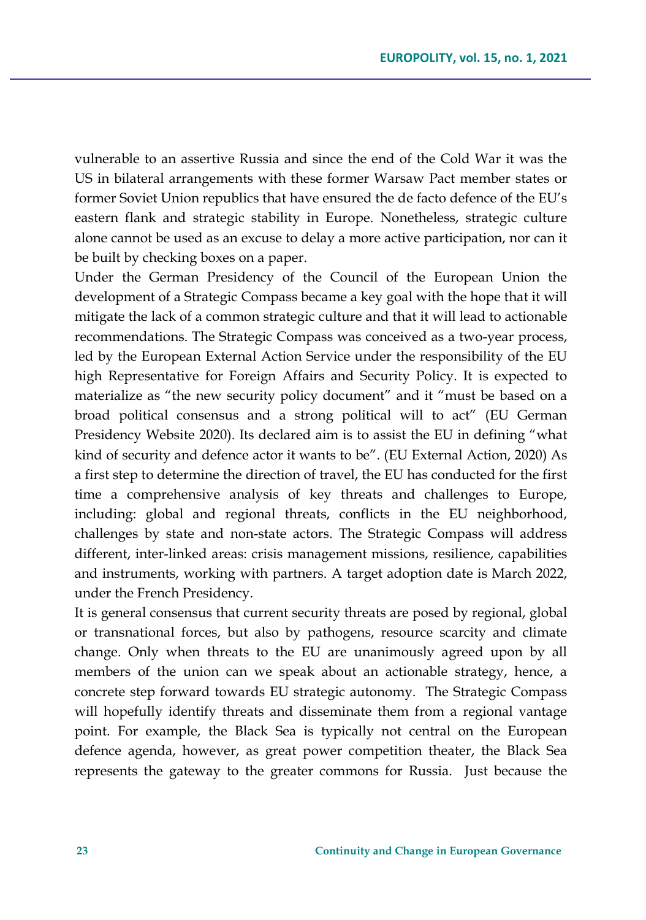vulnerable to an assertive Russia and since the end of the Cold War it was the US in bilateral arrangements with these former Warsaw Pact member states or former Soviet Union republics that have ensured the de facto defence of the EU's eastern flank and strategic stability in Europe. Nonetheless, strategic culture alone cannot be used as an excuse to delay a more active participation, nor can it be built by checking boxes on a paper.

Under the German Presidency of the Council of the European Union the development of a Strategic Compass became a key goal with the hope that it will mitigate the lack of a common strategic culture and that it will lead to actionable recommendations. The Strategic Compass was conceived as a two-year process, led by the European External Action Service under the responsibility of the EU high Representative for Foreign Affairs and Security Policy. It is expected to materialize as "the new security policy document" and it "must be based on a broad political consensus and a strong political will to act" (EU German Presidency Website 2020). Its declared aim is to assist the EU in defining "what kind of security and defence actor it wants to be". (EU External Action, 2020) As a first step to determine the direction of travel, the EU has conducted for the first time a comprehensive analysis of key threats and challenges to Europe, including: global and regional threats, conflicts in the EU neighborhood, challenges by state and non-state actors. The Strategic Compass will address different, inter-linked areas: crisis management missions, resilience, capabilities and instruments, working with partners. A target adoption date is March 2022, under the French Presidency.

It is general consensus that current security threats are posed by regional, global or transnational forces, but also by pathogens, resource scarcity and climate change. Only when threats to the EU are unanimously agreed upon by all members of the union can we speak about an actionable strategy, hence, a concrete step forward towards EU strategic autonomy. The Strategic Compass will hopefully identify threats and disseminate them from a regional vantage point. For example, the Black Sea is typically not central on the European defence agenda, however, as great power competition theater, the Black Sea represents the gateway to the greater commons for Russia. Just because the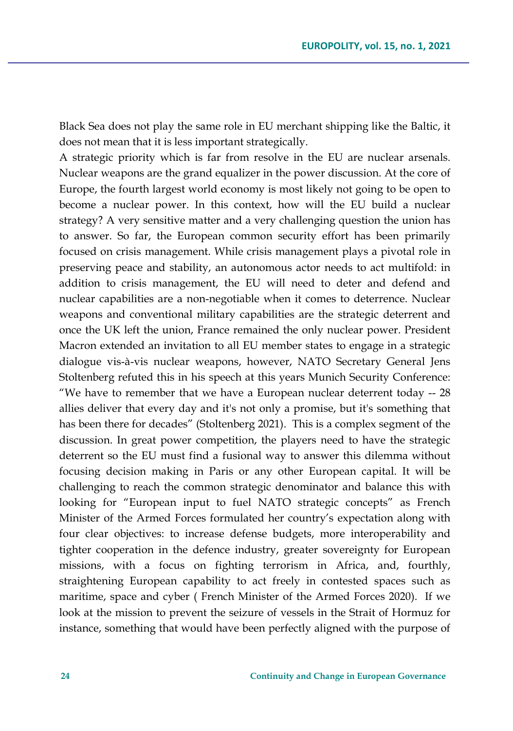Black Sea does not play the same role in EU merchant shipping like the Baltic, it does not mean that it is less important strategically.

A strategic priority which is far from resolve in the EU are nuclear arsenals. Nuclear weapons are the grand equalizer in the power discussion. At the core of Europe, the fourth largest world economy is most likely not going to be open to become a nuclear power. In this context, how will the EU build a nuclear strategy? A very sensitive matter and a very challenging question the union has to answer. So far, the European common security effort has been primarily focused on crisis management. While crisis management plays a pivotal role in preserving peace and stability, an autonomous actor needs to act multifold: in addition to crisis management, the EU will need to deter and defend and nuclear capabilities are a non-negotiable when it comes to deterrence. Nuclear weapons and conventional military capabilities are the strategic deterrent and once the UK left the union, France remained the only nuclear power. President Macron extended an invitation to all EU member states to engage in a strategic dialogue vis-à-vis nuclear weapons, however, NATO Secretary General Jens Stoltenberg refuted this in his speech at this years Munich Security Conference: "We have to remember that we have a European nuclear deterrent today -- 28 allies deliver that every day and it's not only a promise, but it's something that has been there for decades" (Stoltenberg 2021). This is a complex segment of the discussion. In great power competition, the players need to have the strategic deterrent so the EU must find a fusional way to answer this dilemma without focusing decision making in Paris or any other European capital. It will be challenging to reach the common strategic denominator and balance this with looking for "European input to fuel NATO strategic concepts" as French Minister of the Armed Forces formulated her country's expectation along with four clear objectives: to increase defense budgets, more interoperability and tighter cooperation in the defence industry, greater sovereignty for European missions, with a focus on fighting terrorism in Africa, and, fourthly, straightening European capability to act freely in contested spaces such as maritime, space and cyber ( French Minister of the Armed Forces 2020). If we look at the mission to prevent the seizure of vessels in the Strait of Hormuz for instance, something that would have been perfectly aligned with the purpose of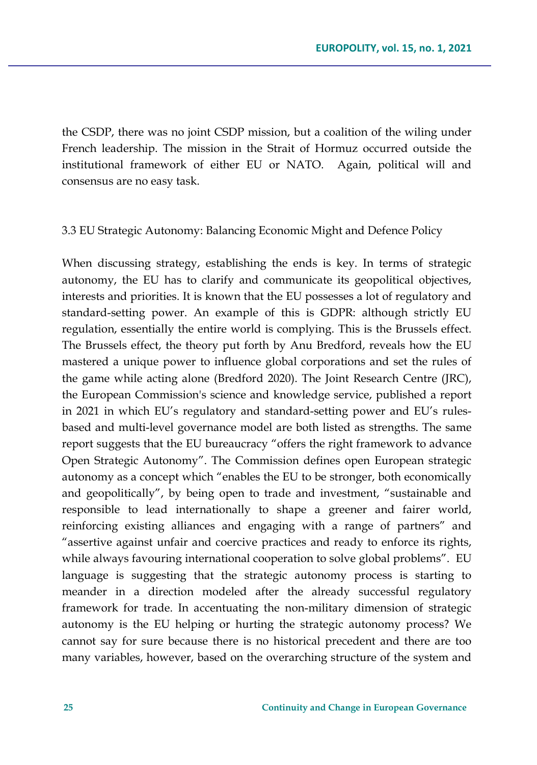the CSDP, there was no joint CSDP mission, but a coalition of the wiling under French leadership. The mission in the Strait of Hormuz occurred outside the institutional framework of either EU or NATO. Again, political will and consensus are no easy task.

### 3.3 EU Strategic Autonomy: Balancing Economic Might and Defence Policy

When discussing strategy, establishing the ends is key. In terms of strategic autonomy, the EU has to clarify and communicate its geopolitical objectives, interests and priorities. It is known that the EU possesses a lot of regulatory and standard-setting power. An example of this is GDPR: although strictly EU regulation, essentially the entire world is complying. This is the Brussels effect. The Brussels effect, the theory put forth by Anu Bredford, reveals how the EU mastered a unique power to influence global corporations and set the rules of the game while acting alone (Bredford 2020). The Joint Research Centre (JRC), the European Commission's science and knowledge service, published a report in 2021 in which EU's regulatory and standard-setting power and EU's rules-based and multi-level governance model are both listed as strengths. The same report suggests that the EU bureaucracy "offers the right framework to advance Open Strategic Autonomy". The Commission defines open European strategic autonomy as a concept which "enables the EU to be stronger, both economically and geopolitically", by being open to trade and investment, "sustainable and responsible to lead internationally to shape a greener and fairer world, reinforcing existing alliances and engaging with a range of partners" and "assertive against unfair and coercive practices and ready to enforce its rights, while always favouring international cooperation to solve global problems". EU language is suggesting that the strategic autonomy process is starting to meander in a direction modeled after the already successful regulatory framework for trade. In accentuating the non-military dimension of strategic autonomy is the EU helping or hurting the strategic autonomy process? We cannot say for sure because there is no historical precedent and there are too many variables, however, based on the overarching structure of the system and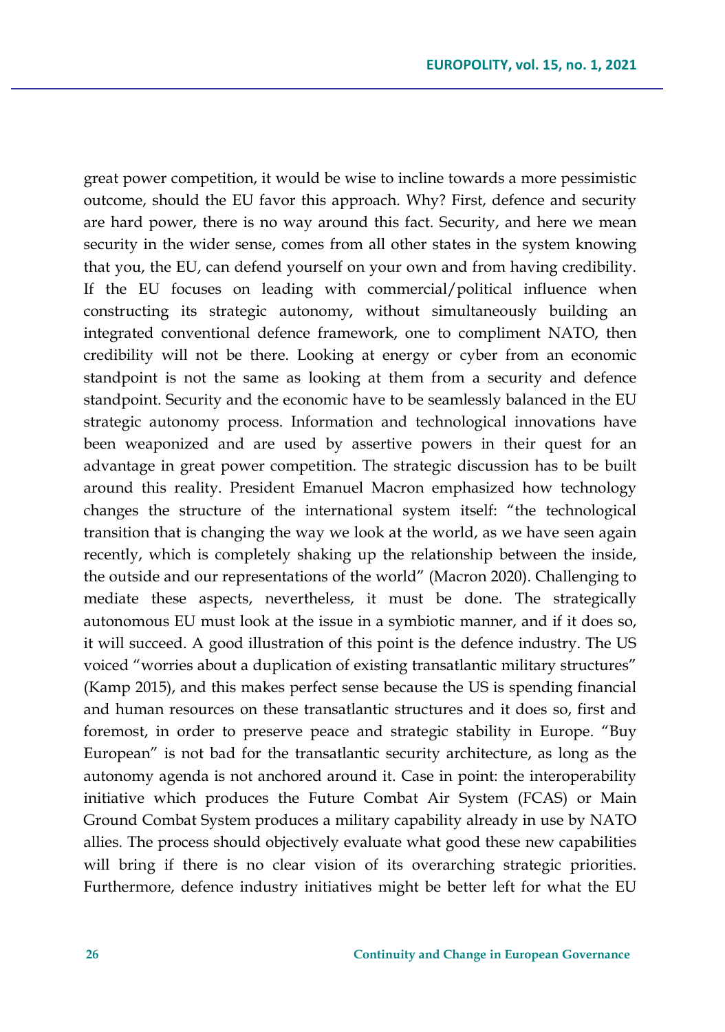great power competition, it would be wise to incline towards a more pessimistic outcome, should the EU favor this approach. Why? First, defence and security are hard power, there is no way around this fact. Security, and here we mean security in the wider sense, comes from all other states in the system knowing that you, the EU, can defend yourself on your own and from having credibility. If the EU focuses on leading with commercial/political influence when constructing its strategic autonomy, without simultaneously building an integrated conventional defence framework, one to compliment NATO, then credibility will not be there. Looking at energy or cyber from an economic standpoint is not the same as looking at them from a security and defence standpoint. Security and the economic have to be seamlessly balanced in the EU strategic autonomy process. Information and technological innovations have been weaponized and are used by assertive powers in their quest for an advantage in great power competition. The strategic discussion has to be built around this reality. President Emanuel Macron emphasized how technology changes the structure of the international system itself: "the technological transition that is changing the way we look at the world, as we have seen again recently, which is completely shaking up the relationship between the inside, the outside and our representations of the world" (Macron 2020). Challenging to mediate these aspects, nevertheless, it must be done. The strategically autonomous EU must look at the issue in a symbiotic manner, and if it does so, it will succeed. A good illustration of this point is the defence industry. The US voiced "worries about a duplication of existing transatlantic military structures" (Kamp 2015), and this makes perfect sense because the US is spending financial and human resources on these transatlantic structures and it does so, first and foremost, in order to preserve peace and strategic stability in Europe. "Buy European" is not bad for the transatlantic security architecture, as long as the autonomy agenda is not anchored around it. Case in point: the interoperability initiative which produces the Future Combat Air System (FCAS) or Main Ground Combat System produces a military capability already in use by NATO allies. The process should objectively evaluate what good these new capabilities will bring if there is no clear vision of its overarching strategic priorities. Furthermore, defence industry initiatives might be better left for what the EU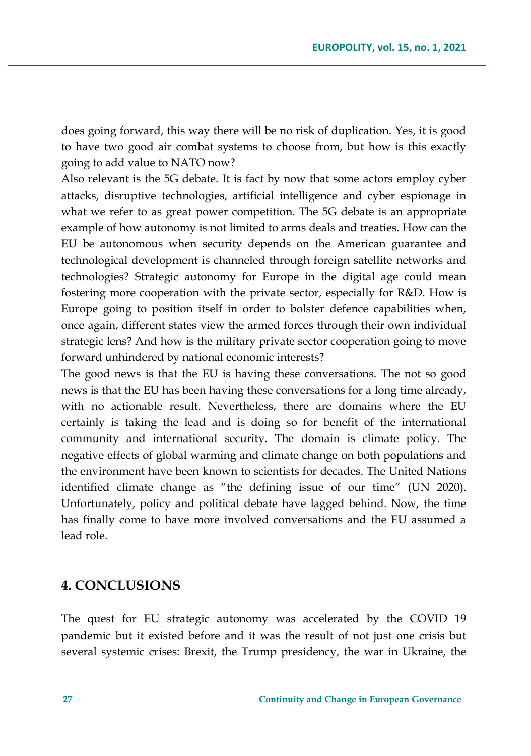does going forward, this way there will be no risk of duplication. Yes, it is good to have two good air combat systems to choose from, but how is this exactly going to add value to NATO now?

Also relevant is the 5G debate. It is fact by now that some actors employ cyber attacks, disruptive technologies, artificial intelligence and cyber espionage in what we refer to as great power competition. The 5G debate is an appropriate example of how autonomy is not limited to arms deals and treaties. How can the EU be autonomous when security depends on the American guarantee and technological development is channeled through foreign satellite networks and technologies? Strategic autonomy for Europe in the digital age could mean fostering more cooperation with the private sector, especially for R&D. How is Europe going to position itself in order to bolster defence capabilities when, once again, different states view the armed forces through their own individual strategic lens? And how is the military private sector cooperation going to move forward unhindered by national economic interests?

The good news is that the EU is having these conversations. The not so good news is that the EU has been having these conversations for a long time already, with no actionable result. Nevertheless, there are domains where the EU certainly is taking the lead and is doing so for benefit of the international community and international security. The domain is climate policy. The negative effects of global warming and climate change on both populations and the environment have been known to scientists for decades. The United Nations identified climate change as "the defining issue of our time" (UN 2020). Unfortunately, policy and political debate have lagged behind. Now, the time has finally come to have more involved conversations and the EU assumed a lead role.

## 4. CONCLUSIONS

The quest for EU strategic autonomy was accelerated by the COVID 19 pandemic but it existed before and it was the result of not just one crisis but several systemic crises: Brexit, the Trump presidency, the war in Ukraine, the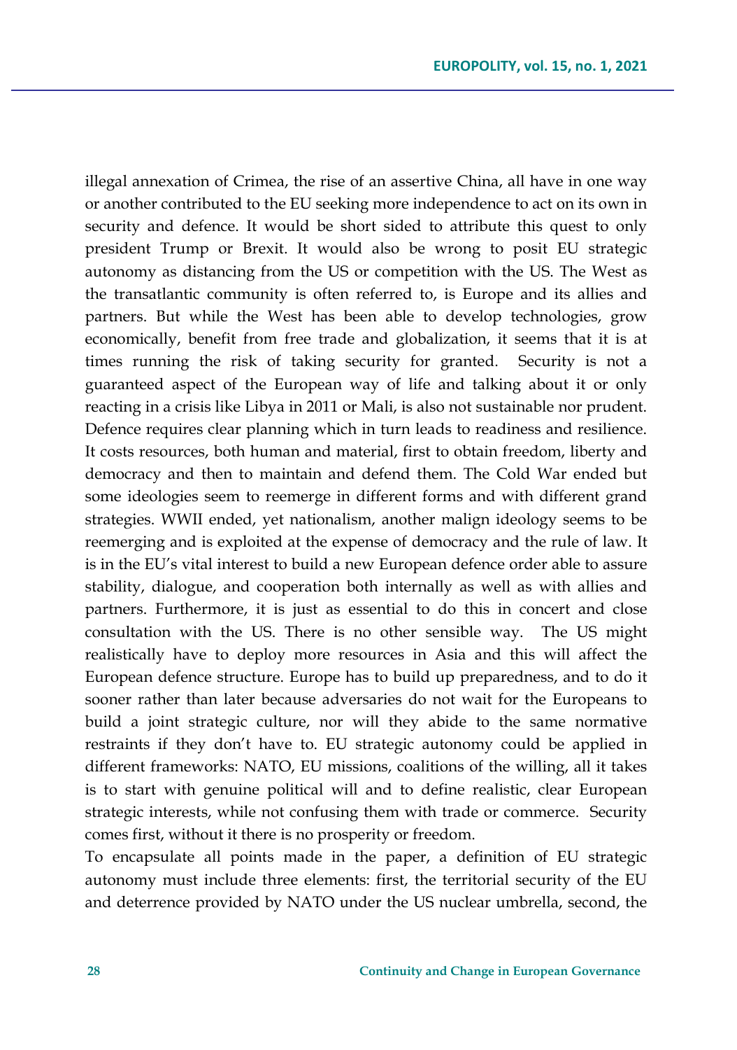illegal annexation of Crimea, the rise of an assertive China, all have in one way or another contributed to the EU seeking more independence to act on its own in security and defence. It would be short sided to attribute this quest to only president Trump or Brexit. It would also be wrong to posit EU strategic autonomy as distancing from the US or competition with the US. The West as the transatlantic community is often referred to, is Europe and its allies and partners. But while the West has been able to develop technologies, grow economically, benefit from free trade and globalization, it seems that it is at times running the risk of taking security for granted. Security is not a guaranteed aspect of the European way of life and talking about it or only reacting in a crisis like Libya in 2011 or Mali, is also not sustainable nor prudent. Defence requires clear planning which in turn leads to readiness and resilience. It costs resources, both human and material, first to obtain freedom, liberty and democracy and then to maintain and defend them. The Cold War ended but some ideologies seem to reemerge in different forms and with different grand strategies. WWII ended, yet nationalism, another malign ideology seems to be reemerging and is exploited at the expense of democracy and the rule of law. It is in the EU's vital interest to build a new European defence order able to assure stability, dialogue, and cooperation both internally as well as with allies and partners. Furthermore, it is just as essential to do this in concert and close consultation with the US. There is no other sensible way. The US might realistically have to deploy more resources in Asia and this will affect the European defence structure. Europe has to build up preparedness, and to do it sooner rather than later because adversaries do not wait for the Europeans to build a joint strategic culture, nor will they abide to the same normative restraints if they don't have to. EU strategic autonomy could be applied in different frameworks: NATO, EU missions, coalitions of the willing, all it takes is to start with genuine political will and to define realistic, clear European strategic interests, while not confusing them with trade or commerce. Security comes first, without it there is no prosperity or freedom.

To encapsulate all points made in the paper, a definition of EU strategic autonomy must include three elements: first, the territorial security of the EU and deterrence provided by NATO under the US nuclear umbrella, second, the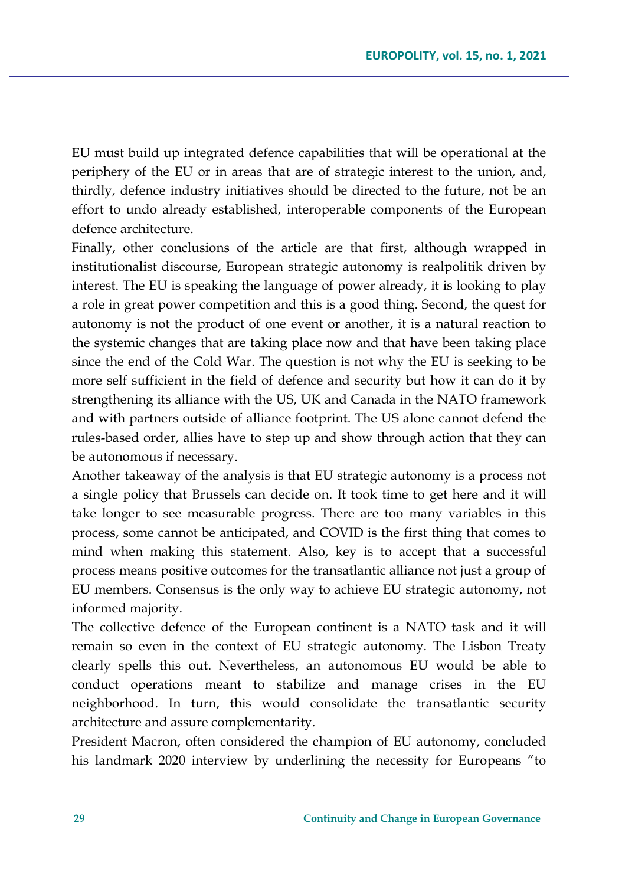EU must build up integrated defence capabilities that will be operational at the periphery of the EU or in areas that are of strategic interest to the union, and, thirdly, defence industry initiatives should be directed to the future, not be an effort to undo already established, interoperable components of the European defence architecture.

Finally, other conclusions of the article are that first, although wrapped in institutionalist discourse, European strategic autonomy is realpolitik driven by interest. The EU is speaking the language of power already, it is looking to play a role in great power competition and this is a good thing. Second, the quest for autonomy is not the product of one event or another, it is a natural reaction to the systemic changes that are taking place now and that have been taking place since the end of the Cold War. The question is not why the EU is seeking to be more self sufficient in the field of defence and security but how it can do it by strengthening its alliance with the US, UK and Canada in the NATO framework and with partners outside of alliance footprint. The US alone cannot defend the rules-based order, allies have to step up and show through action that they can be autonomous if necessary.

Another takeaway of the analysis is that EU strategic autonomy is a process not a single policy that Brussels can decide on. It took time to get here and it will take longer to see measurable progress. There are too many variables in this process, some cannot be anticipated, and COVID is the first thing that comes to mind when making this statement. Also, key is to accept that a successful process means positive outcomes for the transatlantic alliance not just a group of EU members. Consensus is the only way to achieve EU strategic autonomy, not informed majority.

The collective defence of the European continent is a NATO task and it will remain so even in the context of EU strategic autonomy. The Lisbon Treaty clearly spells this out. Nevertheless, an autonomous EU would be able to conduct operations meant to stabilize and manage crises in the EU neighborhood. In turn, this would consolidate the transatlantic security architecture and assure complementarity.

President Macron, often considered the champion of EU autonomy, concluded his landmark 2020 interview by underlining the necessity for Europeans "to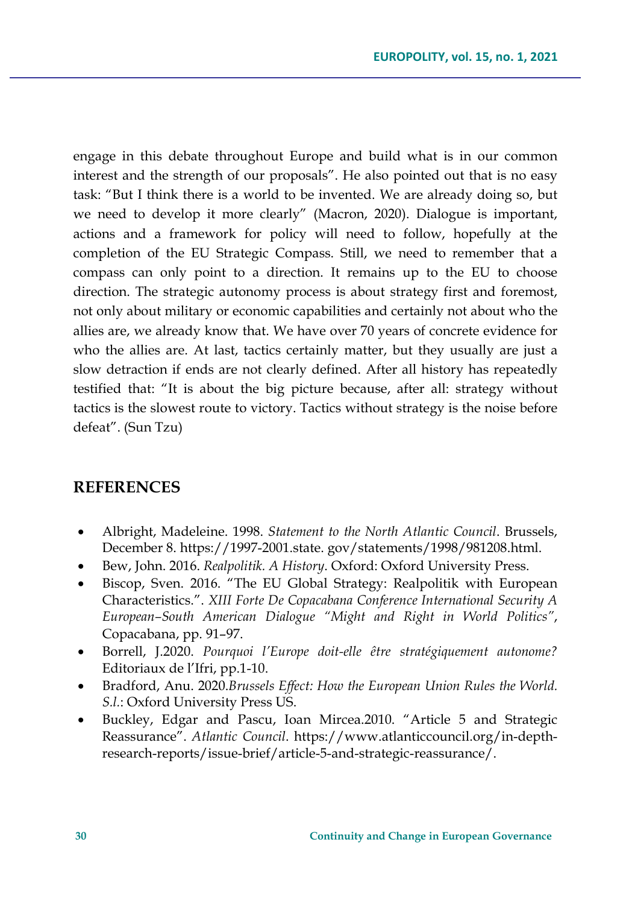engage in this debate throughout Europe and build what is in our common interest and the strength of our proposals". He also pointed out that is no easy task: "But I think there is a world to be invented. We are already doing so, but we need to develop it more clearly" (Macron, 2020). Dialogue is important, actions and a framework for policy will need to follow, hopefully at the completion of the EU Strategic Compass. Still, we need to remember that a compass can only point to a direction. It remains up to the EU to choose direction. The strategic autonomy process is about strategy first and foremost, not only about military or economic capabilities and certainly not about who the allies are, we already know that. We have over 70 years of concrete evidence for who the allies are. At last, tactics certainly matter, but they usually are just a slow detraction if ends are not clearly defined. After all history has repeatedly testified that: "It is about the big picture because, after all: strategy without tactics is the slowest route to victory. Tactics without strategy is the noise before defeat". (Sun Tzu)

## REFERENCES

- Albright, Madeleine. 1998. *Statement to the North Atlantic Council*. Brussels, December 8. https://1997-2001.state. gov/statements/1998/981208.html.
- Bew, John. 2016. *Realpolitik. A History*. Oxford: Oxford University Press.
- Biscop, Sven. 2016. "The EU Global Strategy: Realpolitik with European Characteristics.". *XIII Forte De Copacabana Conference International Security A European–South American Dialogue "Might and Right in World Politics"*, Copacabana, pp. 91–97.
- Borrell, J.2020. *Pourquoi l'Europe doit-elle être stratégiquement autonome?* Editoriaux de l'Ifri, pp.1-10.
- Bradford, Anu. 2020.*Brussels Effect: How the European Union Rules the World. S.l.*: Oxford University Press US.
- Buckley, Edgar and Pascu, Ioan Mircea.2010. "Article 5 and Strategic Reassurance". *Atlantic Council*. https://www.atlanticcouncil.org/in-depth-research-reports/issue-brief/article-5-and-strategic-reassurance/.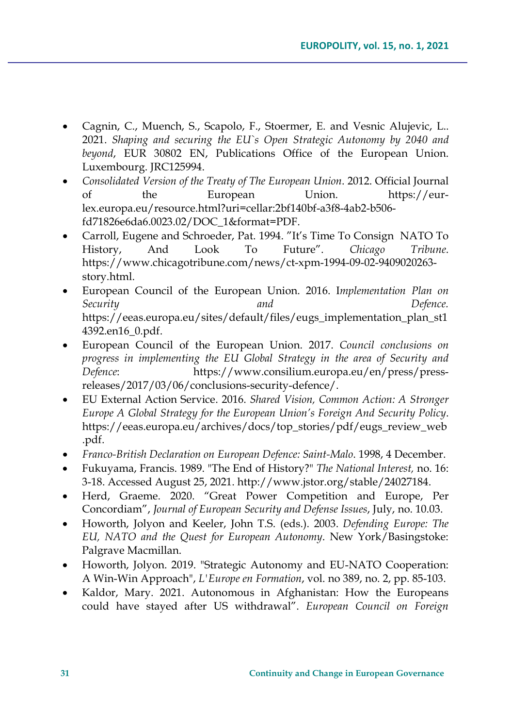- Cagnin, C., Muench, S., Scapolo, F., Stoermer, E. and Vesnic Alujevic, L.. 2021. *Shaping and securing the EU`s Open Strategic Autonomy by 2040 and beyond*, EUR 30802 EN, Publications Office of the European Union. Luxembourg. JRC125994.
- *Consolidated Version of the Treaty of The European Union*. 2012. Official Journal of the European Union. https://eur-lex.europa.eu/resource.html?uri=cellar:2bf140bf-a3f8-4ab2-b506-fd71826e6da6.0023.02/DOC_1&format=PDF.
- Carroll, Eugene and Schroeder, Pat. 1994. "It's Time To Consign NATO To History, And Look To Future". *Chicago Tribune*. https://www.chicagotribune.com/news/ct-xpm-1994-09-02-9409020263-story.html.
- European Council of the European Union. 2016. I*mplementation Plan on Security and Defence.* https://eeas.europa.eu/sites/default/files/eugs_implementation_plan_st14392.en16_0.pdf.
- European Council of the European Union. 2017. *Council conclusions on progress in implementing the EU Global Strategy in the area of Security and Defence*: https://www.consilium.europa.eu/en/press/press-releases/2017/03/06/conclusions-security-defence/.
- EU External Action Service. 2016. *Shared Vision, Common Action: A Stronger Europe A Global Strategy for the European Union's Foreign And Security Policy*. https://eeas.europa.eu/archives/docs/top_stories/pdf/eugs_review_web.pdf.
- *Franco-British Declaration on European Defence: Saint-Malo*. 1998, 4 December.
- Fukuyama, Francis. 1989. "The End of History?" *The National Interest,* no. 16: 3-18. Accessed August 25, 2021. http://www.jstor.org/stable/24027184.
- Herd, Graeme. 2020. "Great Power Competition and Europe, Per Concordiam", *Journal of European Security and Defense Issues*, July, no. 10.03.
- Howorth, Jolyon and Keeler, John T.S. (eds.). 2003. *Defending Europe: The EU, NATO and the Quest for European Autonomy*. New York/Basingstoke: Palgrave Macmillan.
- Howorth, Jolyon. 2019. "Strategic Autonomy and EU-NATO Cooperation: A Win-Win Approach", *L'Europe en Formation*, vol. no 389, no. 2, pp. 85-103.
- Kaldor, Mary. 2021. Autonomous in Afghanistan: How the Europeans could have stayed after US withdrawal". *European Council on Foreign*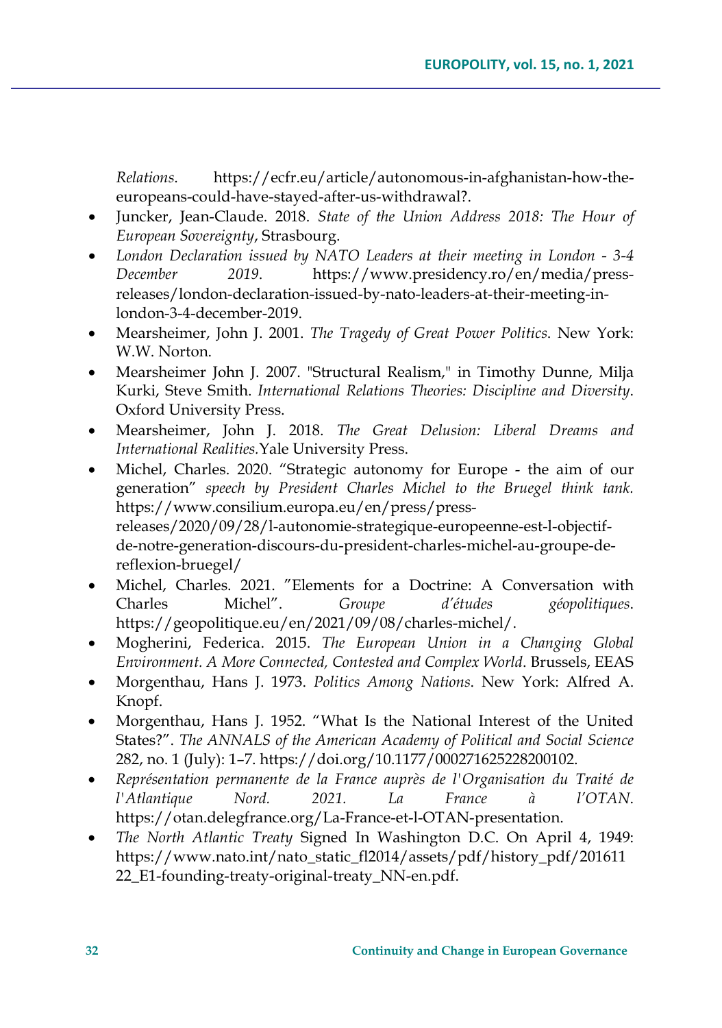*Relations*. https://ecfr.eu/article/autonomous-in-afghanistan-how-the-europeans-could-have-stayed-after-us-withdrawal?.

- Juncker, Jean-Claude. 2018. *State of the Union Address 2018: The Hour of European Sovereignty*, Strasbourg.
- *London Declaration issued by NATO Leaders at their meeting in London - 3-4 December 2019*. https://www.presidency.ro/en/media/press-releases/london-declaration-issued-by-nato-leaders-at-their-meeting-in-london-3-4-december-2019.
- Mearsheimer, John J. 2001. *The Tragedy of Great Power Politics*. New York: W.W. Norton.
- Mearsheimer John J. 2007. "Structural Realism," in Timothy Dunne, Milja Kurki, Steve Smith. *International Relations Theories: Discipline and Diversity*. Oxford University Press.
- Mearsheimer, John J. 2018. *The Great Delusion: Liberal Dreams and International Realities.*Yale University Press.
- Michel, Charles. 2020. "Strategic autonomy for Europe - the aim of our generation" *speech by President Charles Michel to the Bruegel think tank.* https://www.consilium.europa.eu/en/press/press-releases/2020/09/28/l-autonomie-strategique-europeenne-est-l-objectif-de-notre-generation-discours-du-president-charles-michel-au-groupe-de-reflexion-bruegel/
- Michel, Charles. 2021. "Elements for a Doctrine: A Conversation with Charles Michel". *Groupe d'études géopolitiques*. https://geopolitique.eu/en/2021/09/08/charles-michel/.
- Mogherini, Federica. 2015. *The European Union in a Changing Global Environment. A More Connected, Contested and Complex World*. Brussels, EEAS
- Morgenthau, Hans J. 1973. *Politics Among Nations*. New York: Alfred A. Knopf.
- Morgenthau, Hans J. 1952. "What Is the National Interest of the United States?". *The ANNALS of the American Academy of Political and Social Science* 282, no. 1 (July): 1–7. https://doi.org/10.1177/000271625228200102.
- *Représentation permanente de la France auprès de l'Organisation du Traité de l'Atlantique Nord. 2021. La France à l'OTAN*. https://otan.delegfrance.org/La-France-et-l-OTAN-presentation.
- *The North Atlantic Treaty* Signed In Washington D.C. On April 4, 1949: https://www.nato.int/nato_static_fl2014/assets/pdf/history_pdf/20161122_E1-founding-treaty-original-treaty_NN-en.pdf.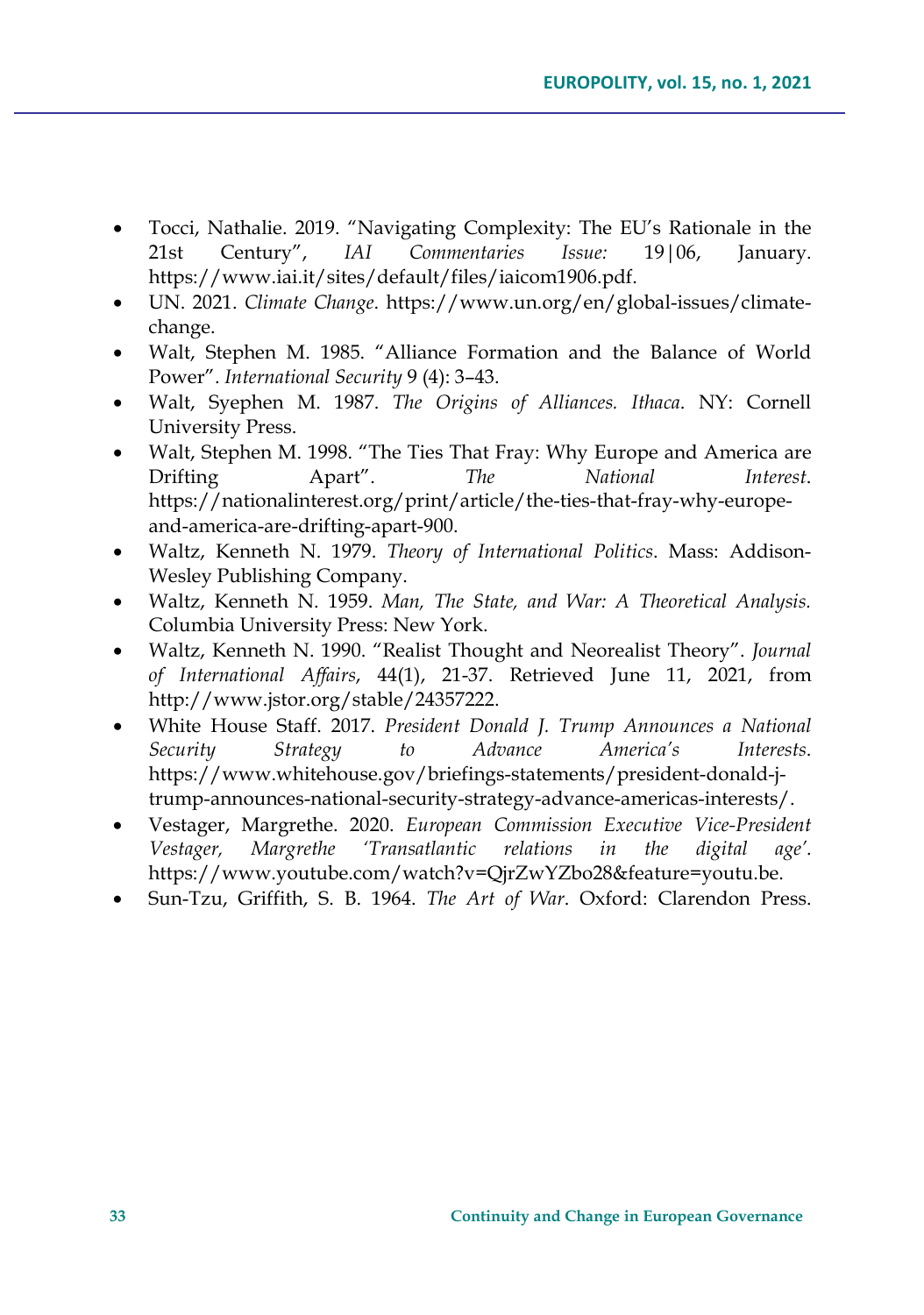- Tocci, Nathalie. 2019. "Navigating Complexity: The EU's Rationale in the 21st Century", *IAI Commentaries Issue:* 19|06, January. https://www.iai.it/sites/default/files/iaicom1906.pdf.
- UN. 2021. *Climate Change*. https://www.un.org/en/global-issues/climate-change.
- Walt, Stephen M. 1985. "Alliance Formation and the Balance of World Power". *International Security* 9 (4): 3–43.
- Walt, Syephen M. 1987. *The Origins of Alliances. Ithaca*. NY: Cornell University Press.
- Walt, Stephen M. 1998. "The Ties That Fray: Why Europe and America are Drifting Apart". *The National Interest*. https://nationalinterest.org/print/article/the-ties-that-fray-why-europe-and-america-are-drifting-apart-900.
- Waltz, Kenneth N. 1979. *Theory of International Politics*. Mass: Addison-Wesley Publishing Company.
- Waltz, Kenneth N. 1959. *Man, The State, and War: A Theoretical Analysis.* Columbia University Press: New York.
- Waltz, Kenneth N. 1990. "Realist Thought and Neorealist Theory". *Journal of International Affairs*, 44(1), 21-37. Retrieved June 11, 2021, from http://www.jstor.org/stable/24357222.
- White House Staff. 2017. *President Donald J. Trump Announces a National Security Strategy to Advance America's Interests*. https://www.whitehouse.gov/briefings-statements/president-donald-j-trump-announces-national-security-strategy-advance-americas-interests/.
- Vestager, Margrethe. 2020. *European Commission Executive Vice-President Vestager, Margrethe 'Transatlantic relations in the digital age'*. https://www.youtube.com/watch?v=QjrZwYZbo28&feature=youtu.be.
- Sun-Tzu, Griffith, S. B. 1964. *The Art of War*. Oxford: Clarendon Press.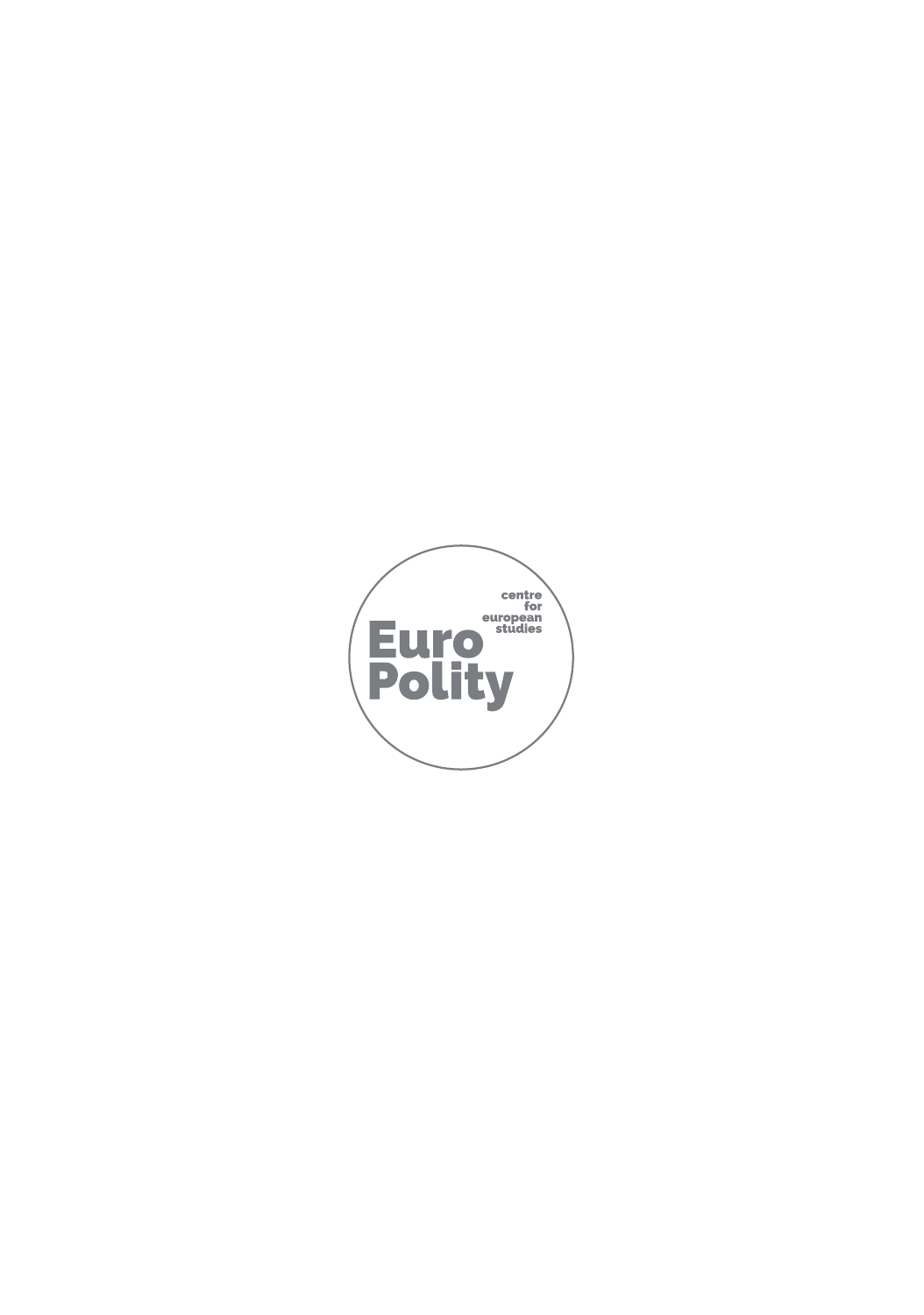centre
for
european
studies

Euro
Polity